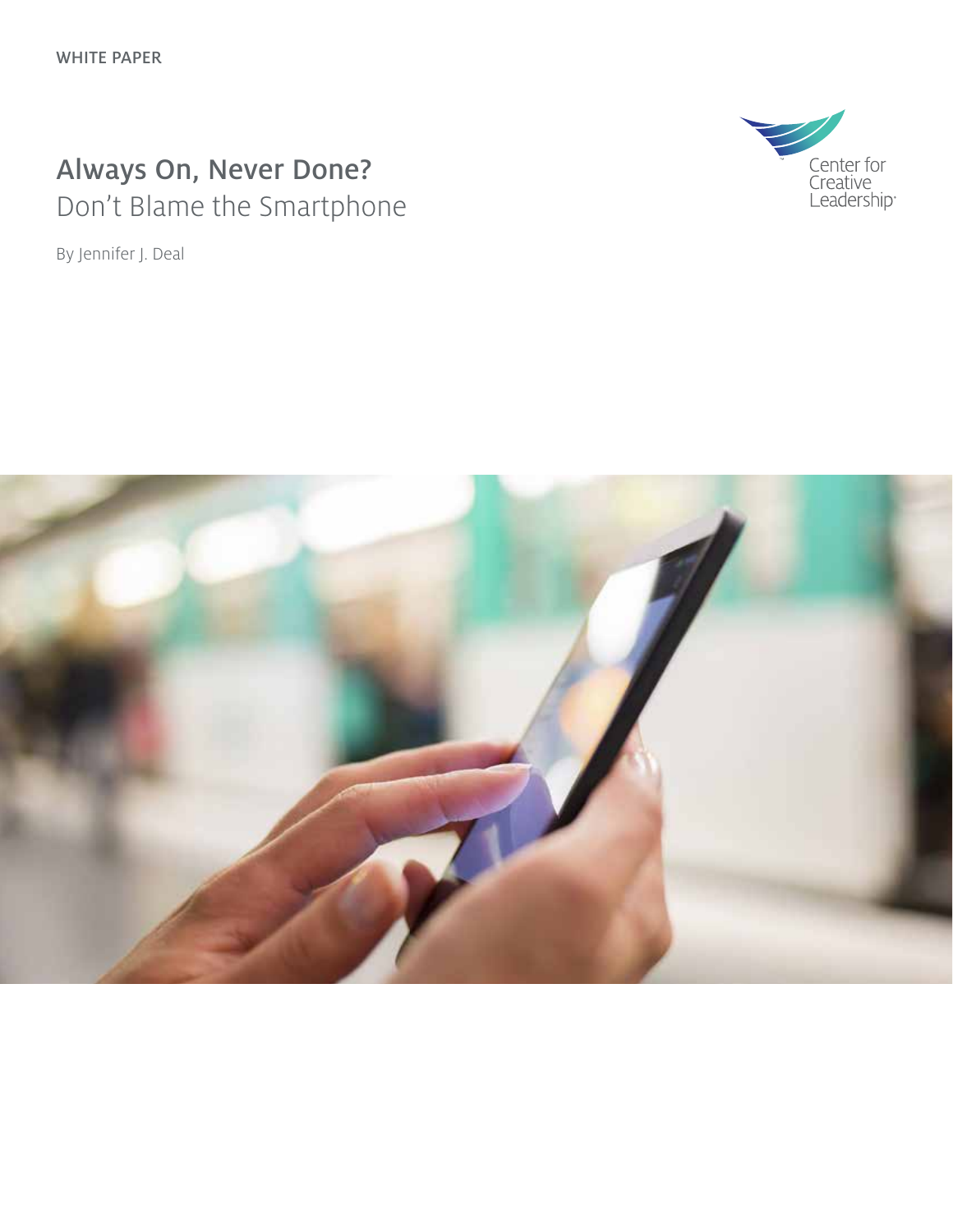WHITE PAPER

# Always On, Never Done?
## Don't Blame the Smartphone

By Jennifer J. Deal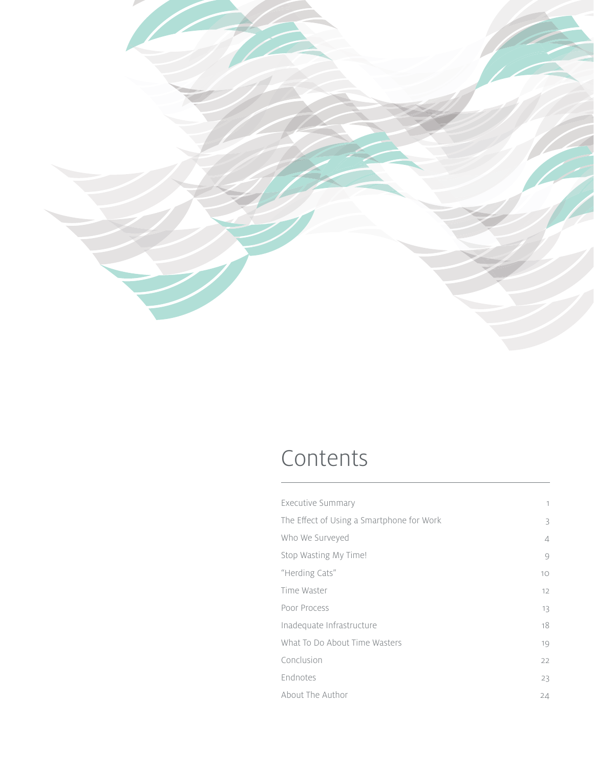# Contents

| | |
|---|---|
| Executive Summary | 1 |
| The Effect of Using a Smartphone for Work | 3 |
| Who We Surveyed | 4 |
| Stop Wasting My Time! | 9 |
| "Herding Cats" | 10 |
| Time Waster | 12 |
| Poor Process | 13 |
| Inadequate Infrastructure | 18 |
| What To Do About Time Wasters | 19 |
| Conclusion | 22 |
| Endnotes | 23 |
| About The Author | 24 |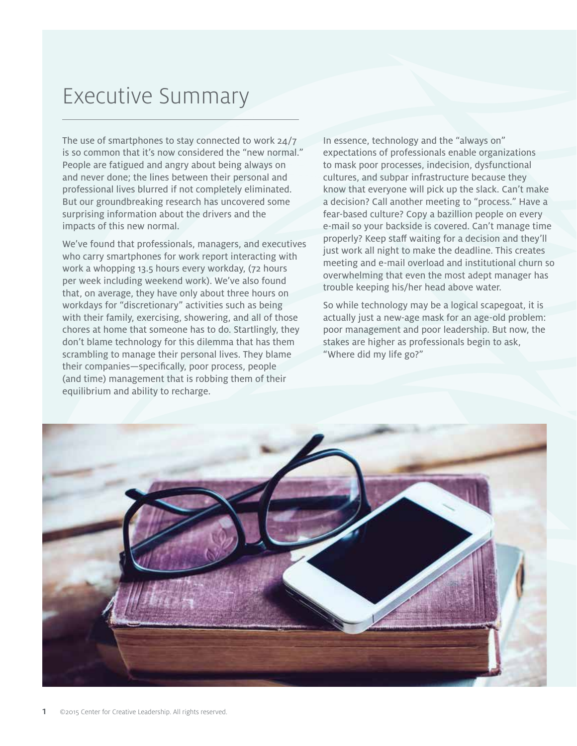# Executive Summary

The use of smartphones to stay connected to work 24/7 is so common that it's now considered the "new normal." People are fatigued and angry about being always on and never done; the lines between their personal and professional lives blurred if not completely eliminated. But our groundbreaking research has uncovered some surprising information about the drivers and the impacts of this new normal.

We've found that professionals, managers, and executives who carry smartphones for work report interacting with work a whopping 13.5 hours every workday, (72 hours per week including weekend work). We've also found that, on average, they have only about three hours on workdays for "discretionary" activities such as being with their family, exercising, showering, and all of those chores at home that someone has to do. Startlingly, they don't blame technology for this dilemma that has them scrambling to manage their personal lives. They blame their companies—specifically, poor process, people (and time) management that is robbing them of their equilibrium and ability to recharge.

In essence, technology and the "always on" expectations of professionals enable organizations to mask poor processes, indecision, dysfunctional cultures, and subpar infrastructure because they know that everyone will pick up the slack. Can't make a decision? Call another meeting to "process." Have a fear-based culture? Copy a bazillion people on every e-mail so your backside is covered. Can't manage time properly? Keep staff waiting for a decision and they'll just work all night to make the deadline. This creates meeting and e-mail overload and institutional churn so overwhelming that even the most adept manager has trouble keeping his/her head above water.

So while technology may be a logical scapegoat, it is actually just a new-age mask for an age-old problem: poor management and poor leadership. But now, the stakes are higher as professionals begin to ask, "Where did my life go?"

©2015 Center for Creative Leadership. All rights reserved.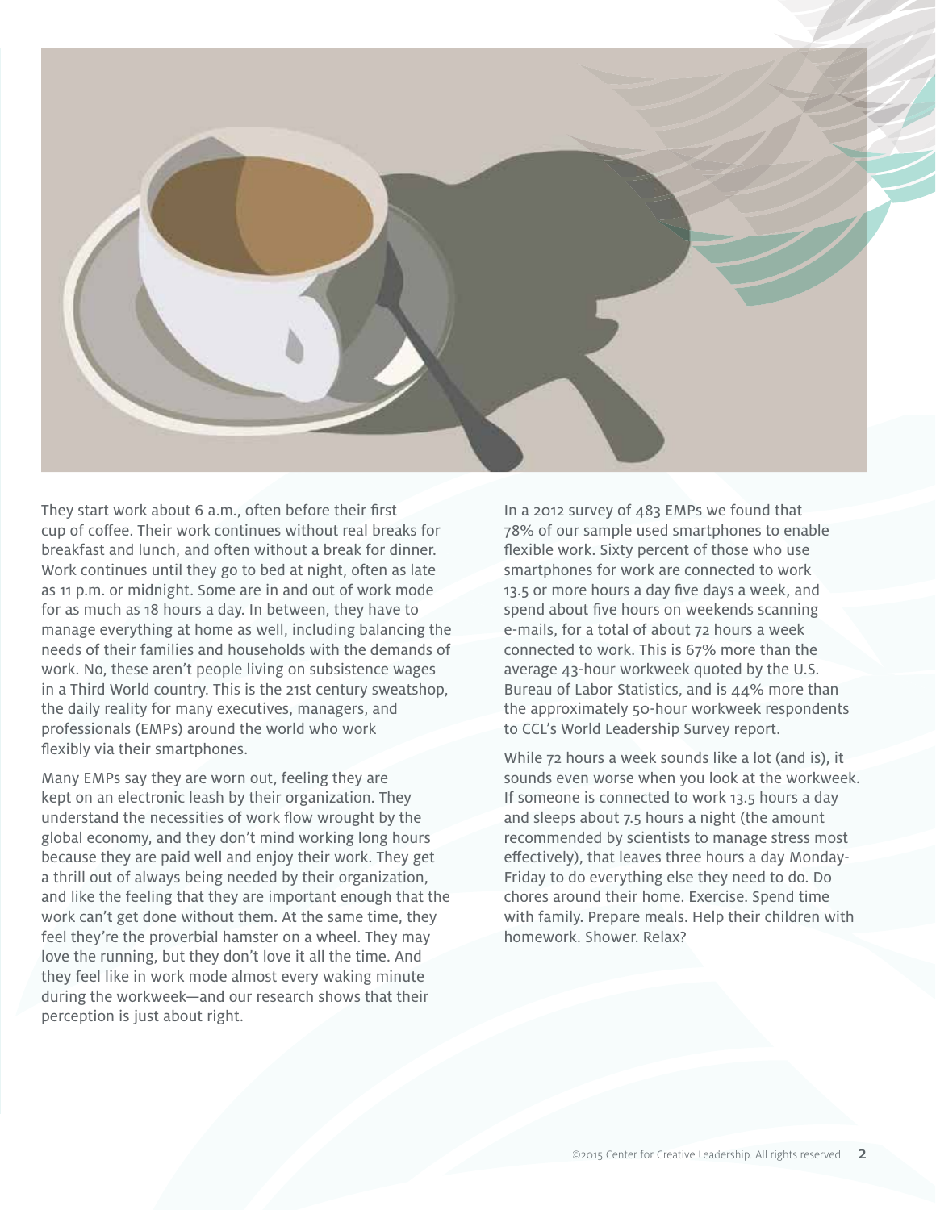They start work about 6 a.m., often before their first cup of coffee. Their work continues without real breaks for breakfast and lunch, and often without a break for dinner. Work continues until they go to bed at night, often as late as 11 p.m. or midnight. Some are in and out of work mode for as much as 18 hours a day. In between, they have to manage everything at home as well, including balancing the needs of their families and households with the demands of work. No, these aren't people living on subsistence wages in a Third World country. This is the 21st century sweatshop, the daily reality for many executives, managers, and professionals (EMPs) around the world who work flexibly via their smartphones.

Many EMPs say they are worn out, feeling they are kept on an electronic leash by their organization. They understand the necessities of work flow wrought by the global economy, and they don't mind working long hours because they are paid well and enjoy their work. They get a thrill out of always being needed by their organization, and like the feeling that they are important enough that the work can't get done without them. At the same time, they feel they're the proverbial hamster on a wheel. They may love the running, but they don't love it all the time. And they feel like in work mode almost every waking minute during the workweek—and our research shows that their perception is just about right.

In a 2012 survey of 483 EMPs we found that 78% of our sample used smartphones to enable flexible work. Sixty percent of those who use smartphones for work are connected to work 13.5 or more hours a day five days a week, and spend about five hours on weekends scanning e-mails, for a total of about 72 hours a week connected to work. This is 67% more than the average 43-hour workweek quoted by the U.S. Bureau of Labor Statistics, and is 44% more than the approximately 50-hour workweek respondents to CCL's World Leadership Survey report.

While 72 hours a week sounds like a lot (and is), it sounds even worse when you look at the workweek. If someone is connected to work 13.5 hours a day and sleeps about 7.5 hours a night (the amount recommended by scientists to manage stress most effectively), that leaves three hours a day Monday-Friday to do everything else they need to do. Do chores around their home. Exercise. Spend time with family. Prepare meals. Help their children with homework. Shower. Relax?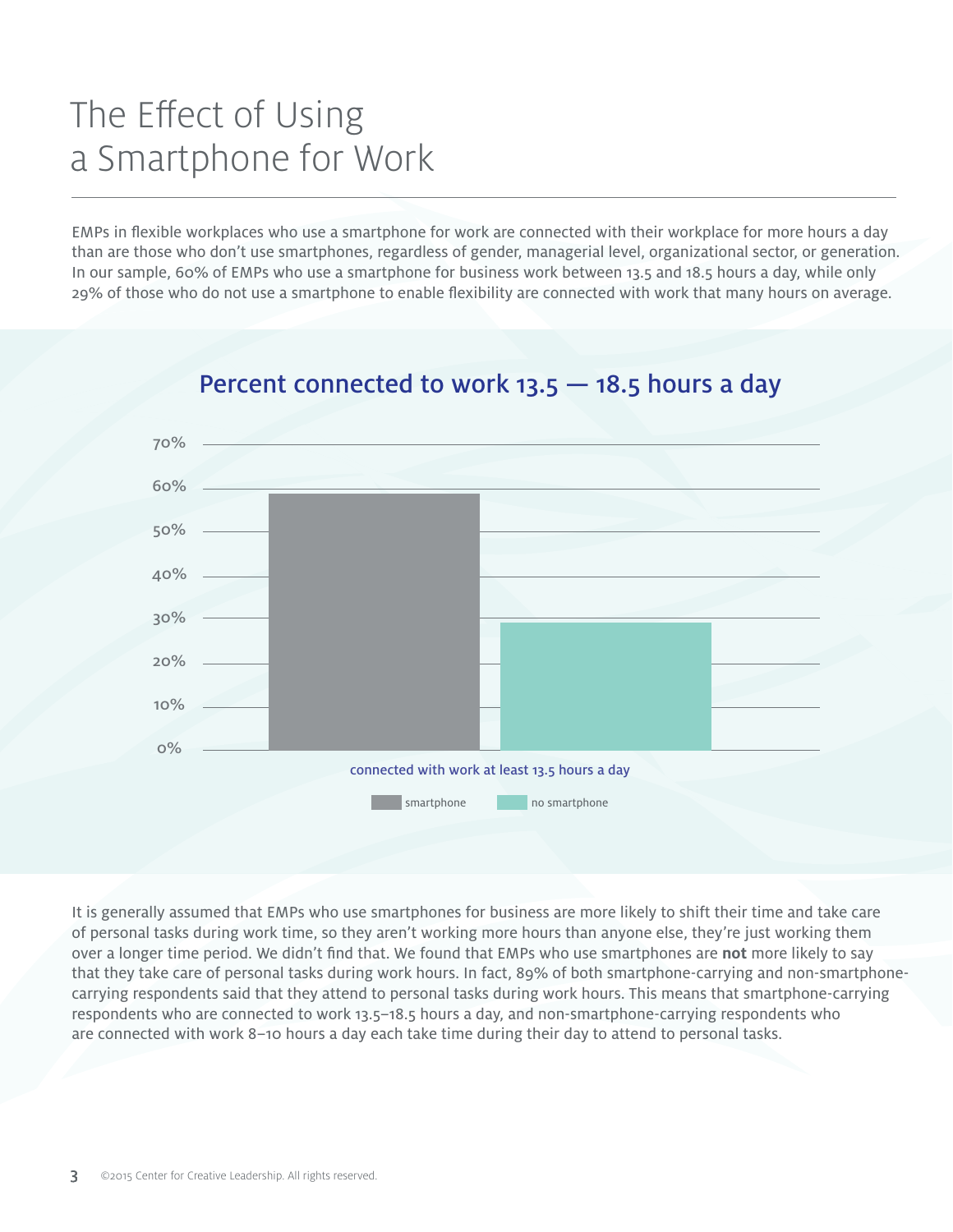# The Effect of Using a Smartphone for Work

EMPs in flexible workplaces who use a smartphone for work are connected with their workplace for more hours a day than are those who don't use smartphones, regardless of gender, managerial level, organizational sector, or generation. In our sample, 60% of EMPs who use a smartphone for business work between 13.5 and 18.5 hours a day, while only 29% of those who do not use a smartphone to enable flexibility are connected with work that many hours on average.

## Percent connected to work 13.5 — 18.5 hours a day

| connected with work at least 13.5 hours a day | |
|---|---|
| smartphone | 60% |
| no smartphone | 29% |

It is generally assumed that EMPs who use smartphones for business are more likely to shift their time and take care of personal tasks during work time, so they aren't working more hours than anyone else, they're just working them over a longer time period. We didn't find that. We found that EMPs who use smartphones are **not** more likely to say that they take care of personal tasks during work hours. In fact, 89% of both smartphone-carrying and non-smartphone-carrying respondents said that they attend to personal tasks during work hours. This means that smartphone-carrying respondents who are connected to work 13.5–18.5 hours a day, and non-smartphone-carrying respondents who are connected with work 8–10 hours a day each take time during their day to attend to personal tasks.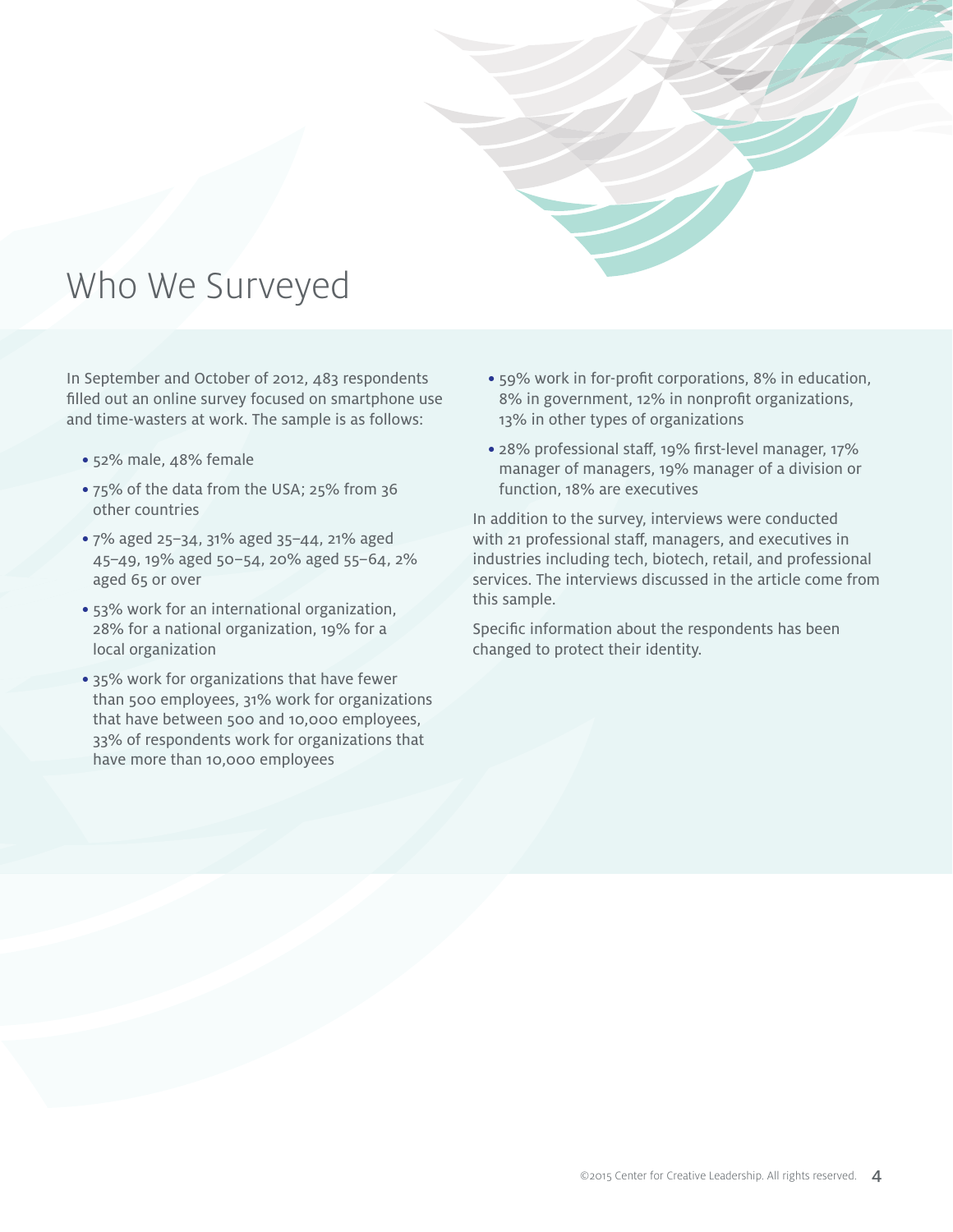# Who We Surveyed

In September and October of 2012, 483 respondents filled out an online survey focused on smartphone use and time-wasters at work. The sample is as follows:

- 52% male, 48% female
- 75% of the data from the USA; 25% from 36 other countries
- 7% aged 25–34, 31% aged 35–44, 21% aged 45–49, 19% aged 50–54, 20% aged 55–64, 2% aged 65 or over
- 53% work for an international organization, 28% for a national organization, 19% for a local organization
- 35% work for organizations that have fewer than 500 employees, 31% work for organizations that have between 500 and 10,000 employees, 33% of respondents work for organizations that have more than 10,000 employees
- 59% work in for-profit corporations, 8% in education, 8% in government, 12% in nonprofit organizations, 13% in other types of organizations
- 28% professional staff, 19% first-level manager, 17% manager of managers, 19% manager of a division or function, 18% are executives

In addition to the survey, interviews were conducted with 21 professional staff, managers, and executives in industries including tech, biotech, retail, and professional services. The interviews discussed in the article come from this sample.

Specific information about the respondents has been changed to protect their identity.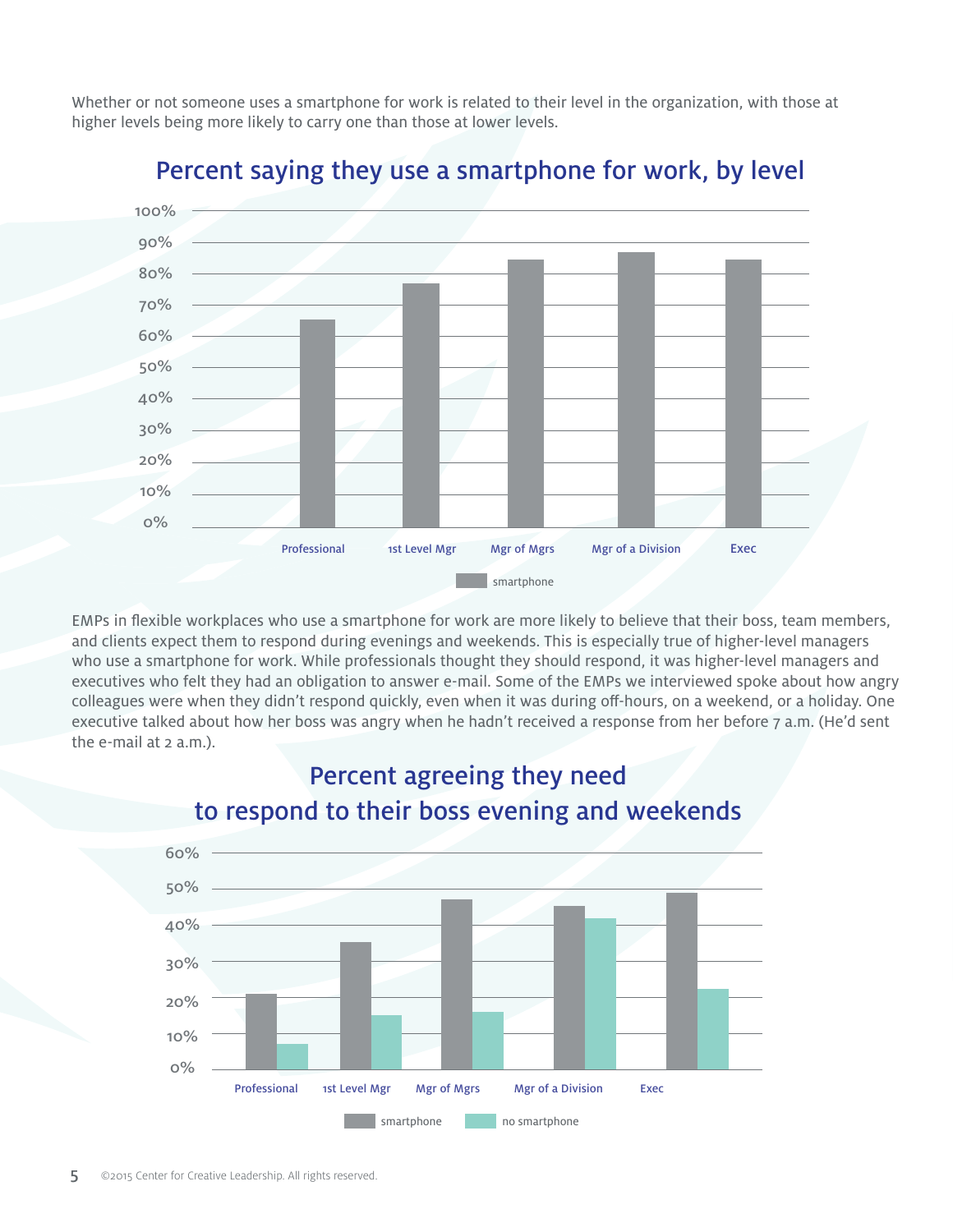Whether or not someone uses a smartphone for work is related to their level in the organization, with those at higher levels being more likely to carry one than those at lower levels.

## Percent saying they use a smartphone for work, by level

100%
90%
80%
70%
60%
50%
40%
30%
20%
10%
0%

Professional | 1st Level Mgr | Mgr of Mgrs | Mgr of a Division | Exec

smartphone

EMPs in flexible workplaces who use a smartphone for work are more likely to believe that their boss, team members, and clients expect them to respond during evenings and weekends. This is especially true of higher-level managers who use a smartphone for work. While professionals thought they should respond, it was higher-level managers and executives who felt they had an obligation to answer e-mail. Some of the EMPs we interviewed spoke about how angry colleagues were when they didn't respond quickly, even when it was during off-hours, on a weekend, or a holiday. One executive talked about how her boss was angry when he hadn't received a response from her before 7 a.m. (He'd sent the e-mail at 2 a.m.).

## Percent agreeing they need to respond to their boss evening and weekends

60%
50%
40%
30%
20%
10%
0%

Professional | 1st Level Mgr | Mgr of Mgrs | Mgr of a Division | Exec

smartphone | no smartphone

©2015 Center for Creative Leadership. All rights reserved.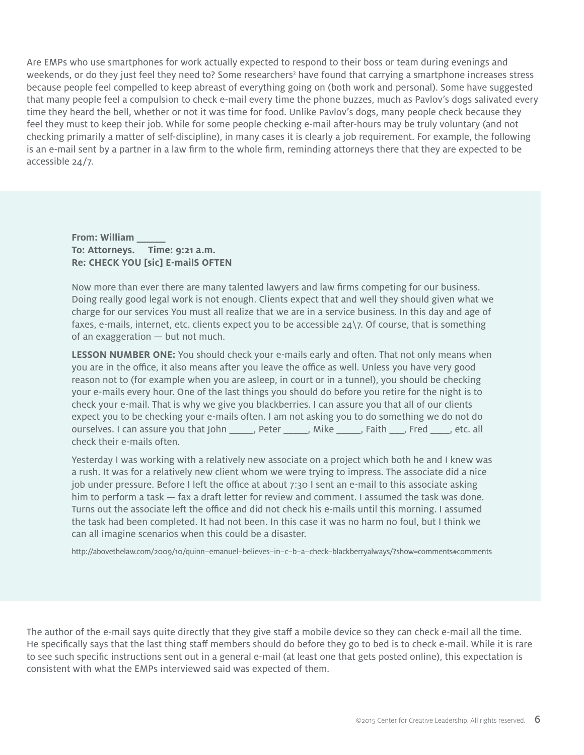Are EMPs who use smartphones for work actually expected to respond to their boss or team during evenings and weekends, or do they just feel they need to? Some researchers[2] have found that carrying a smartphone increases stress because people feel compelled to keep abreast of everything going on (both work and personal). Some have suggested that many people feel a compulsion to check e-mail every time the phone buzzes, much as Pavlov's dogs salivated every time they heard the bell, whether or not it was time for food. Unlike Pavlov's dogs, many people check because they feel they must to keep their job. While for some people checking e-mail after-hours may be truly voluntary (and not checking primarily a matter of self-discipline), in many cases it is clearly a job requirement. For example, the following is an e-mail sent by a partner in a law firm to the whole firm, reminding attorneys there that they are expected to be accessible 24/7.

**From: William _____**
**To: Attorneys. Time: 9:21 a.m.**
**Re: CHECK YOU [sic] E-mailS OFTEN**

Now more than ever there are many talented lawyers and law firms competing for our business. Doing really good legal work is not enough. Clients expect that and well they should given what we charge for our services You must all realize that we are in a service business. In this day and age of faxes, e-mails, internet, etc. clients expect you to be accessible 24\7. Of course, that is something of an exaggeration — but not much.

**LESSON NUMBER ONE:** You should check your e-mails early and often. That not only means when you are in the office, it also means after you leave the office as well. Unless you have very good reason not to (for example when you are asleep, in court or in a tunnel), you should be checking your e-mails every hour. One of the last things you should do before you retire for the night is to check your e-mail. That is why we give you blackberries. I can assure you that all of our clients expect you to be checking your e-mails often. I am not asking you to do something we do not do ourselves. I can assure you that John _____, Peter _____, Mike _____, Faith ___, Fred ____, etc. all check their e-mails often.

Yesterday I was working with a relatively new associate on a project which both he and I knew was a rush. It was for a relatively new client whom we were trying to impress. The associate did a nice job under pressure. Before I left the office at about 7:30 I sent an e-mail to this associate asking him to perform a task — fax a draft letter for review and comment. I assumed the task was done. Turns out the associate left the office and did not check his e-mails until this morning. I assumed the task had been completed. It had not been. In this case it was no harm no foul, but I think we can all imagine scenarios when this could be a disaster.

http://abovethelaw.com/2009/10/quinn–emanuel–believes–in–c–b–a–check–blackberryalways/?show=comments#comments

The author of the e-mail says quite directly that they give staff a mobile device so they can check e-mail all the time. He specifically says that the last thing staff members should do before they go to bed is to check e-mail. While it is rare to see such specific instructions sent out in a general e-mail (at least one that gets posted online), this expectation is consistent with what the EMPs interviewed said was expected of them.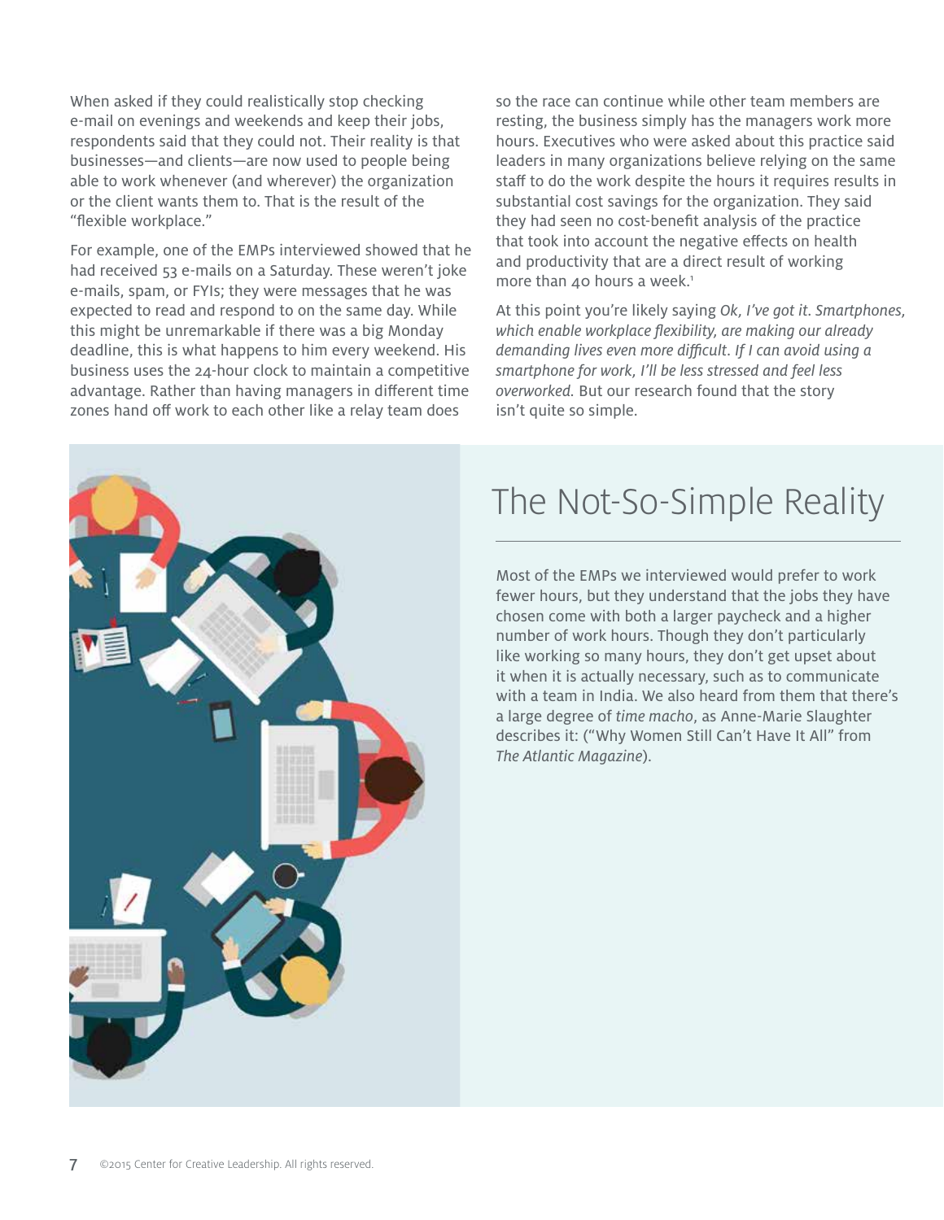When asked if they could realistically stop checking e-mail on evenings and weekends and keep their jobs, respondents said that they could not. Their reality is that businesses—and clients—are now used to people being able to work whenever (and wherever) the organization or the client wants them to. That is the result of the "flexible workplace."

For example, one of the EMPs interviewed showed that he had received 53 e-mails on a Saturday. These weren't joke e-mails, spam, or FYIs; they were messages that he was expected to read and respond to on the same day. While this might be unremarkable if there was a big Monday deadline, this is what happens to him every weekend. His business uses the 24-hour clock to maintain a competitive advantage. Rather than having managers in different time zones hand off work to each other like a relay team does so the race can continue while other team members are resting, the business simply has the managers work more hours. Executives who were asked about this practice said leaders in many organizations believe relying on the same staff to do the work despite the hours it requires results in substantial cost savings for the organization. They said they had seen no cost-benefit analysis of the practice that took into account the negative effects on health and productivity that are a direct result of working more than 40 hours a week.[1]

At this point you're likely saying *Ok, I've got it. Smartphones, which enable workplace flexibility, are making our already demanding lives even more difficult. If I can avoid using a smartphone for work, I'll be less stressed and feel less overworked.* But our research found that the story isn't quite so simple.

## The Not-So-Simple Reality

Most of the EMPs we interviewed would prefer to work fewer hours, but they understand that the jobs they have chosen come with both a larger paycheck and a higher number of work hours. Though they don't particularly like working so many hours, they don't get upset about it when it is actually necessary, such as to communicate with a team in India. We also heard from them that there's a large degree of *time macho*, as Anne-Marie Slaughter describes it: ("Why Women Still Can't Have It All" from *The Atlantic Magazine*).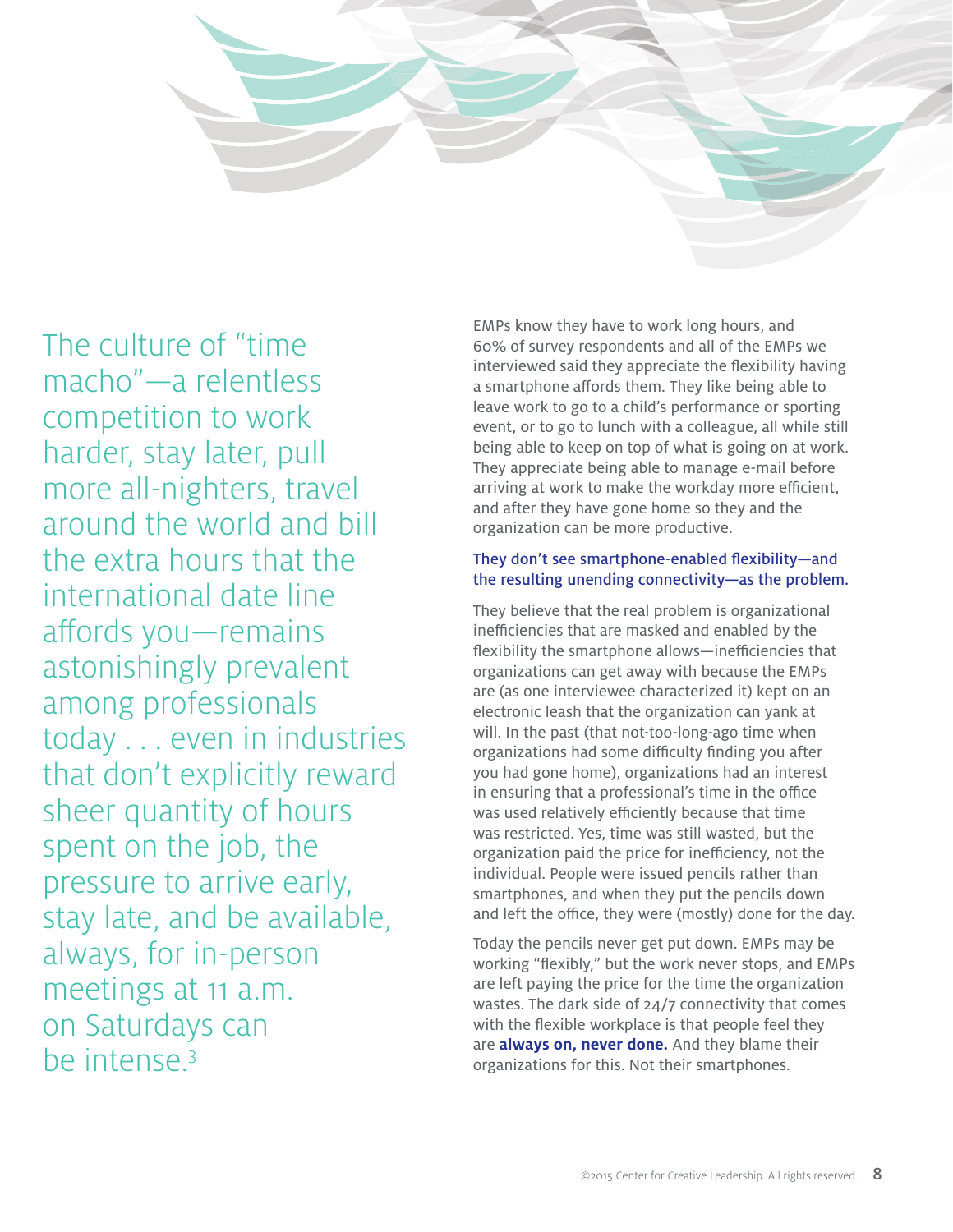> The culture of "time macho"—a relentless competition to work harder, stay later, pull more all-nighters, travel around the world and bill the extra hours that the international date line affords you—remains astonishingly prevalent among professionals today . . . even in industries that don't explicitly reward sheer quantity of hours spent on the job, the pressure to arrive early, stay late, and be available, always, for in-person meetings at 11 a.m. on Saturdays can be intense.[3]

EMPs know they have to work long hours, and 60% of survey respondents and all of the EMPs we interviewed said they appreciate the flexibility having a smartphone affords them. They like being able to leave work to go to a child's performance or sporting event, or to go to lunch with a colleague, all while still being able to keep on top of what is going on at work. They appreciate being able to manage e-mail before arriving at work to make the workday more efficient, and after they have gone home so they and the organization can be more productive.

**They don't see smartphone-enabled flexibility—and the resulting unending connectivity—as the problem.**

They believe that the real problem is organizational inefficiencies that are masked and enabled by the flexibility the smartphone allows—inefficiencies that organizations can get away with because the EMPs are (as one interviewee characterized it) kept on an electronic leash that the organization can yank at will. In the past (that not-too-long-ago time when organizations had some difficulty finding you after you had gone home), organizations had an interest in ensuring that a professional's time in the office was used relatively efficiently because that time was restricted. Yes, time was still wasted, but the organization paid the price for inefficiency, not the individual. People were issued pencils rather than smartphones, and when they put the pencils down and left the office, they were (mostly) done for the day.

Today the pencils never get put down. EMPs may be working "flexibly," but the work never stops, and EMPs are left paying the price for the time the organization wastes. The dark side of 24/7 connectivity that comes with the flexible workplace is that people feel they are **always on, never done.** And they blame their organizations for this. Not their smartphones.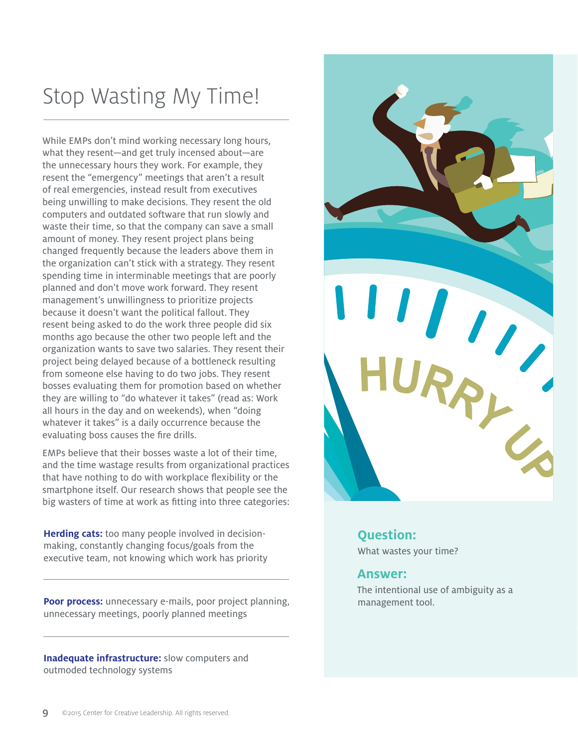# Stop Wasting My Time!

While EMPs don't mind working necessary long hours, what they resent—and get truly incensed about—are the unnecessary hours they work. For example, they resent the "emergency" meetings that aren't a result of real emergencies, instead result from executives being unwilling to make decisions. They resent the old computers and outdated software that run slowly and waste their time, so that the company can save a small amount of money. They resent project plans being changed frequently because the leaders above them in the organization can't stick with a strategy. They resent spending time in interminable meetings that are poorly planned and don't move work forward. They resent management's unwillingness to prioritize projects because it doesn't want the political fallout. They resent being asked to do the work three people did six months ago because the other two people left and the organization wants to save two salaries. They resent their project being delayed because of a bottleneck resulting from someone else having to do two jobs. They resent bosses evaluating them for promotion based on whether they are willing to "do whatever it takes" (read as: Work all hours in the day and on weekends), when "doing whatever it takes" is a daily occurrence because the evaluating boss causes the fire drills.

EMPs believe that their bosses waste a lot of their time, and the time wastage results from organizational practices that have nothing to do with workplace flexibility or the smartphone itself. Our research shows that people see the big wasters of time at work as fitting into three categories:

**Herding cats:** too many people involved in decision-making, constantly changing focus/goals from the executive team, not knowing which work has priority

**Poor process:** unnecessary e-mails, poor project planning, unnecessary meetings, poorly planned meetings

**Inadequate infrastructure:** slow computers and outmoded technology systems

### Question:

What wastes your time?

### Answer:

The intentional use of ambiguity as a management tool.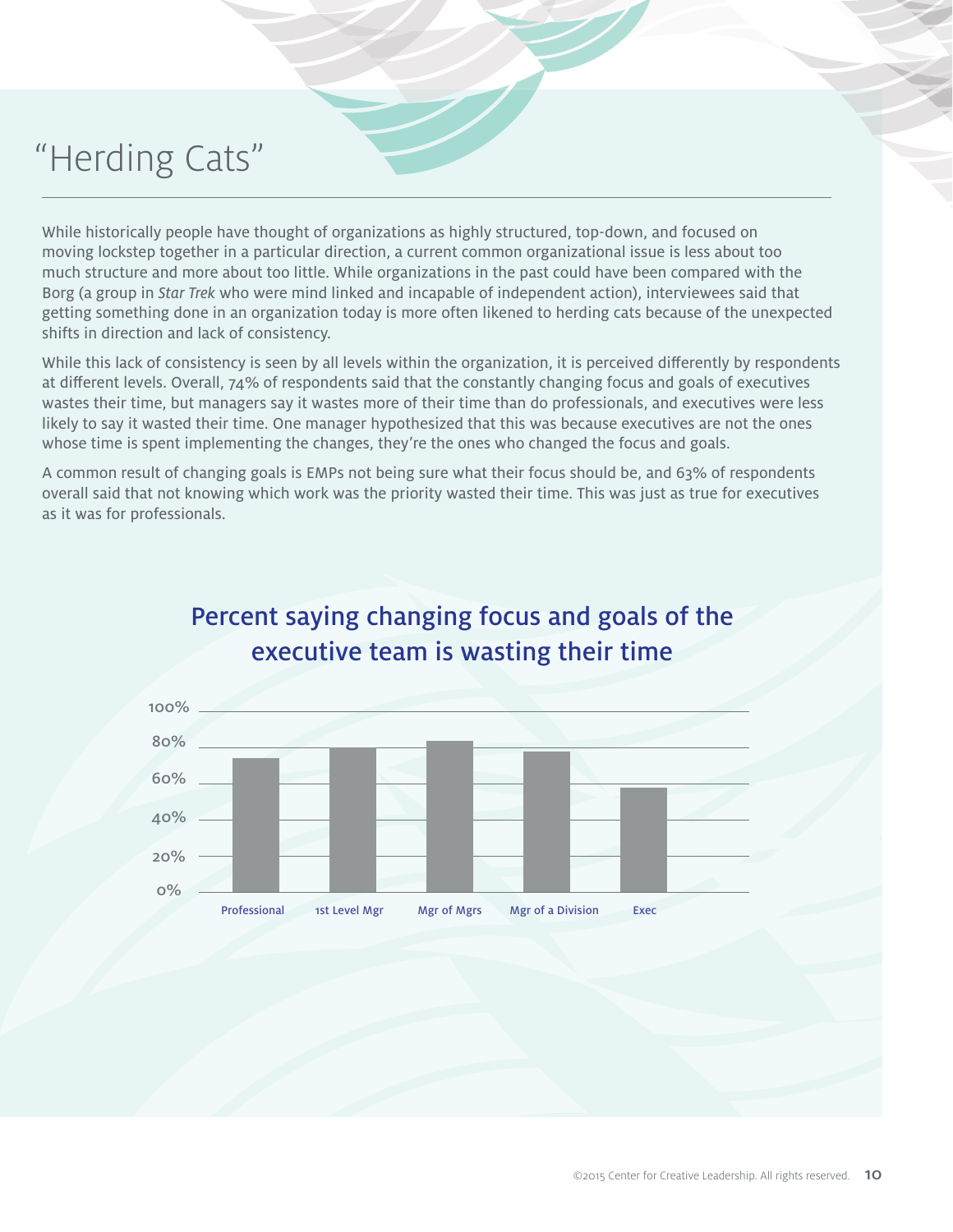# "Herding Cats"

While historically people have thought of organizations as highly structured, top-down, and focused on moving lockstep together in a particular direction, a current common organizational issue is less about too much structure and more about too little. While organizations in the past could have been compared with the Borg (a group in *Star Trek* who were mind linked and incapable of independent action), interviewees said that getting something done in an organization today is more often likened to herding cats because of the unexpected shifts in direction and lack of consistency.

While this lack of consistency is seen by all levels within the organization, it is perceived differently by respondents at different levels. Overall, 74% of respondents said that the constantly changing focus and goals of executives wastes their time, but managers say it wastes more of their time than do professionals, and executives were less likely to say it wasted their time. One manager hypothesized that this was because executives are not the ones whose time is spent implementing the changes, they're the ones who changed the focus and goals.

A common result of changing goals is EMPs not being sure what their focus should be, and 63% of respondents overall said that not knowing which work was the priority wasted their time. This was just as true for executives as it was for professionals.

## Percent saying changing focus and goals of the executive team is wasting their time

100%
80%
60%
40%
20%
0%

Professional | 1st Level Mgr | Mgr of Mgrs | Mgr of a Division | Exec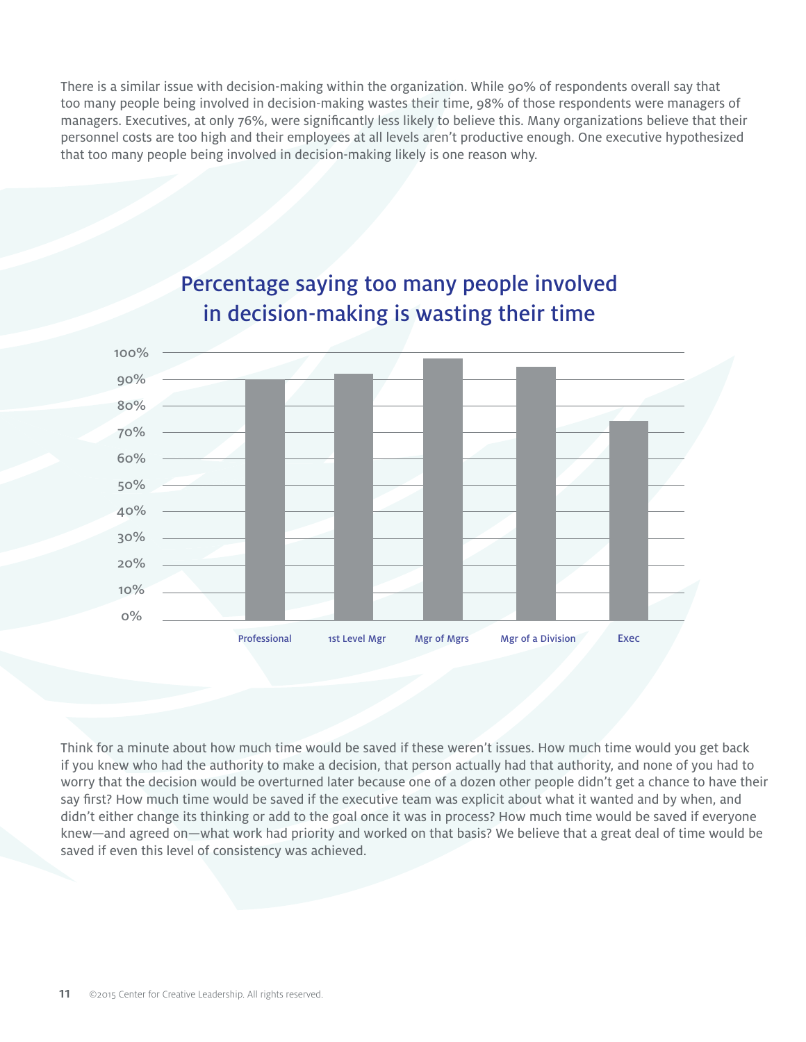There is a similar issue with decision-making within the organization. While 90% of respondents overall say that too many people being involved in decision-making wastes their time, 98% of those respondents were managers of managers. Executives, at only 76%, were significantly less likely to believe this. Many organizations believe that their personnel costs are too high and their employees at all levels aren't productive enough. One executive hypothesized that too many people being involved in decision-making likely is one reason why.

## Percentage saying too many people involved in decision-making is wasting their time

Think for a minute about how much time would be saved if these weren't issues. How much time would you get back if you knew who had the authority to make a decision, that person actually had that authority, and none of you had to worry that the decision would be overturned later because one of a dozen other people didn't get a chance to have their say first? How much time would be saved if the executive team was explicit about what it wanted and by when, and didn't either change its thinking or add to the goal once it was in process? How much time would be saved if everyone knew—and agreed on—what work had priority and worked on that basis? We believe that a great deal of time would be saved if even this level of consistency was achieved.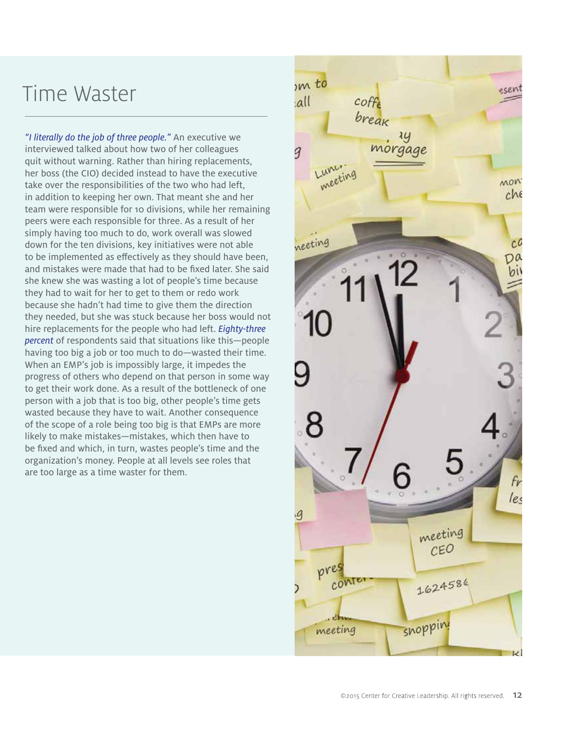# Time Waster

*"I literally do the job of three people."* An executive we interviewed talked about how two of her colleagues quit without warning. Rather than hiring replacements, her boss (the CIO) decided instead to have the executive take over the responsibilities of the two who had left, in addition to keeping her own. That meant she and her team were responsible for 10 divisions, while her remaining peers were each responsible for three. As a result of her simply having too much to do, work overall was slowed down for the ten divisions, key initiatives were not able to be implemented as effectively as they should have been, and mistakes were made that had to be fixed later. She said she knew she was wasting a lot of people's time because they had to wait for her to get to them or redo work because she hadn't had time to give them the direction they needed, but she was stuck because her boss would not hire replacements for the people who had left. *Eighty-three percent* of respondents said that situations like this—people having too big a job or too much to do—wasted their time. When an EMP's job is impossibly large, it impedes the progress of others who depend on that person in some way to get their work done. As a result of the bottleneck of one person with a job that is too big, other people's time gets wasted because they have to wait. Another consequence of the scope of a role being too big is that EMPs are more likely to make mistakes—mistakes, which then have to be fixed and which, in turn, wastes people's time and the organization's money. People at all levels see roles that are too large as a time waster for them.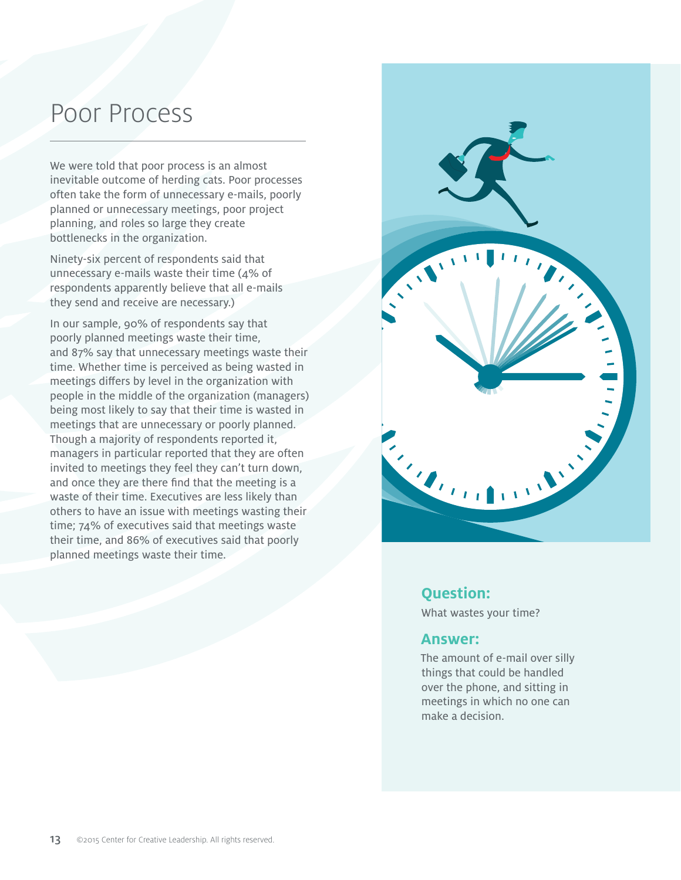# Poor Process

We were told that poor process is an almost inevitable outcome of herding cats. Poor processes often take the form of unnecessary e-mails, poorly planned or unnecessary meetings, poor project planning, and roles so large they create bottlenecks in the organization.

Ninety-six percent of respondents said that unnecessary e-mails waste their time (4% of respondents apparently believe that all e-mails they send and receive are necessary.)

In our sample, 90% of respondents say that poorly planned meetings waste their time, and 87% say that unnecessary meetings waste their time. Whether time is perceived as being wasted in meetings differs by level in the organization with people in the middle of the organization (managers) being most likely to say that their time is wasted in meetings that are unnecessary or poorly planned. Though a majority of respondents reported it, managers in particular reported that they are often invited to meetings they feel they can't turn down, and once they are there find that the meeting is a waste of their time. Executives are less likely than others to have an issue with meetings wasting their time; 74% of executives said that meetings waste their time, and 86% of executives said that poorly planned meetings waste their time.

**Question:**

What wastes your time?

**Answer:**

The amount of e-mail over silly things that could be handled over the phone, and sitting in meetings in which no one can make a decision.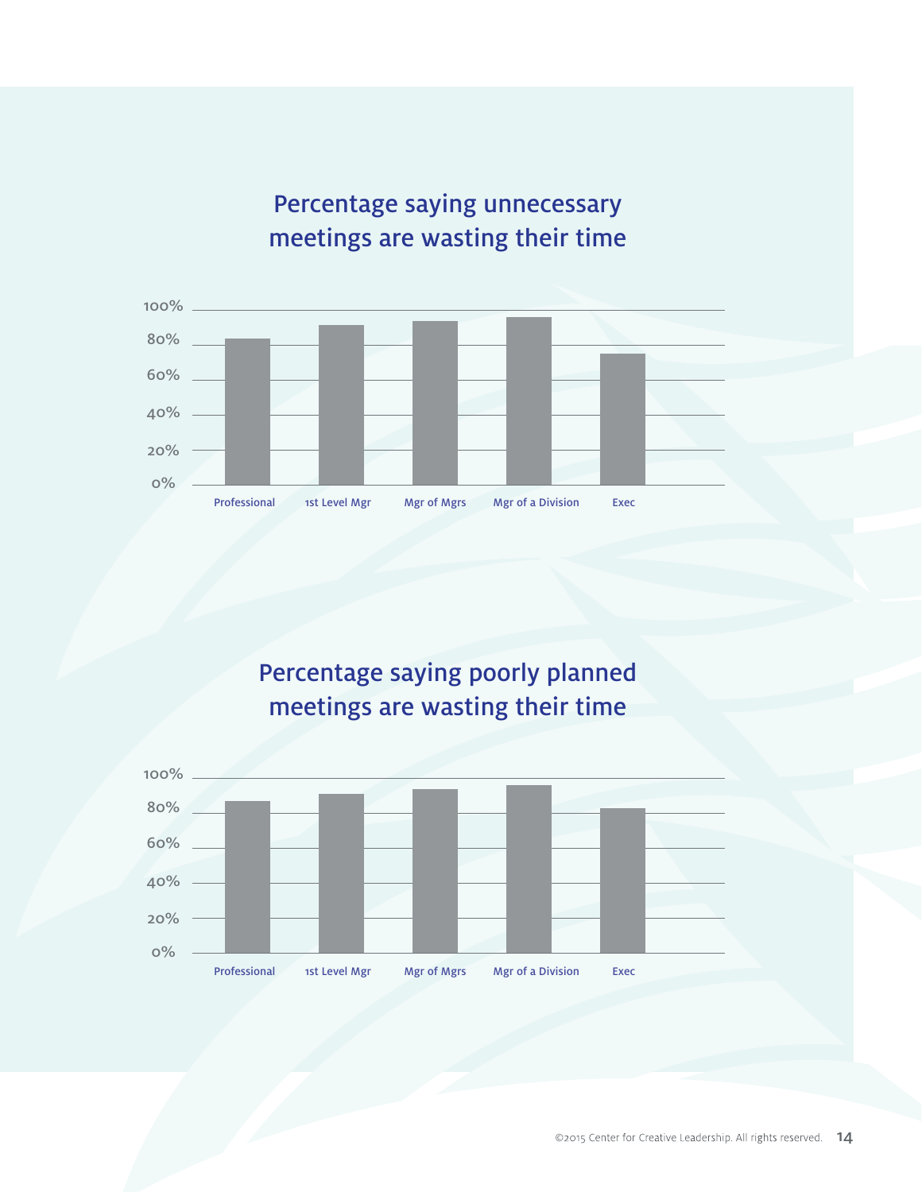## Percentage saying unnecessary meetings are wasting their time

| | Professional | 1st Level Mgr | Mgr of Mgrs | Mgr of a Division | Exec |
|---|---|---|---|---|---|

Axis: 0%, 20%, 40%, 60%, 80%, 100%

## Percentage saying poorly planned meetings are wasting their time

| | Professional | 1st Level Mgr | Mgr of Mgrs | Mgr of a Division | Exec |
|---|---|---|---|---|---|

Axis: 0%, 20%, 40%, 60%, 80%, 100%

©2015 Center for Creative Leadership. All rights reserved.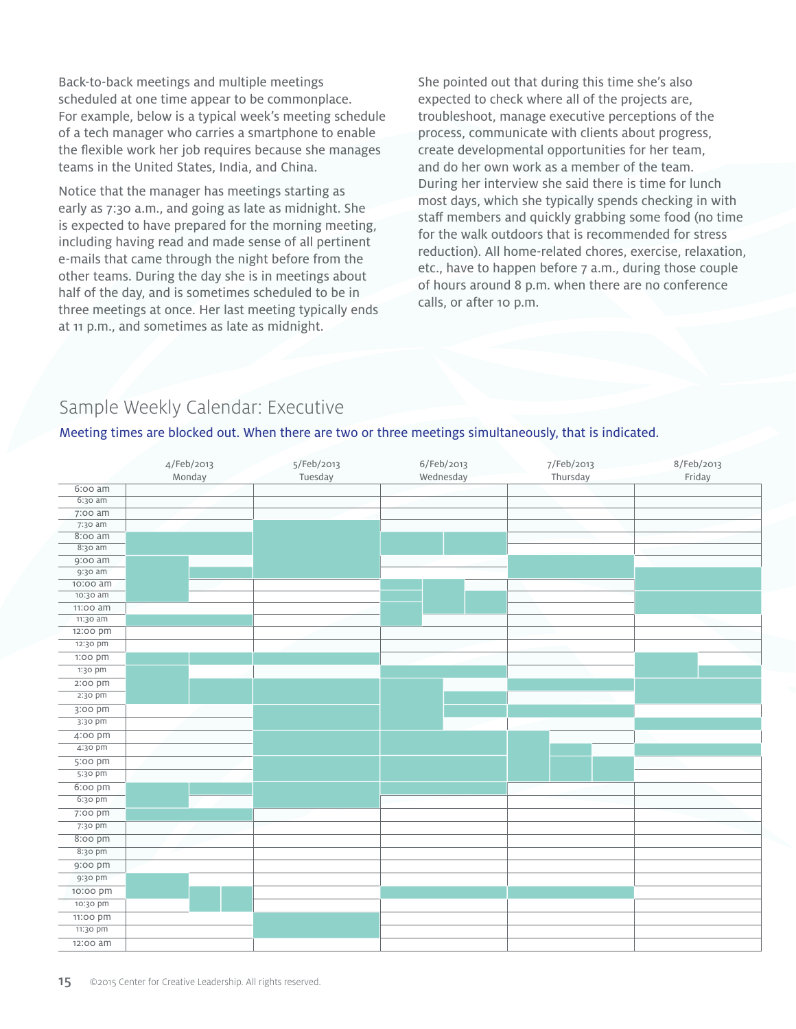Back-to-back meetings and multiple meetings scheduled at one time appear to be commonplace. For example, below is a typical week's meeting schedule of a tech manager who carries a smartphone to enable the flexible work her job requires because she manages teams in the United States, India, and China.

Notice that the manager has meetings starting as early as 7:30 a.m., and going as late as midnight. She is expected to have prepared for the morning meeting, including having read and made sense of all pertinent e-mails that came through the night before from the other teams. During the day she is in meetings about half of the day, and is sometimes scheduled to be in three meetings at once. Her last meeting typically ends at 11 p.m., and sometimes as late as midnight.

She pointed out that during this time she's also expected to check where all of the projects are, troubleshoot, manage executive perceptions of the process, communicate with clients about progress, create developmental opportunities for her team, and do her own work as a member of the team. During her interview she said there is time for lunch most days, which she typically spends checking in with staff members and quickly grabbing some food (no time for the walk outdoors that is recommended for stress reduction). All home-related chores, exercise, relaxation, etc., have to happen before 7 a.m., during those couple of hours around 8 p.m. when there are no conference calls, or after 10 p.m.

## Sample Weekly Calendar: Executive

Meeting times are blocked out. When there are two or three meetings simultaneously, that is indicated.

| | 4/Feb/2013 Monday | 5/Feb/2013 Tuesday | 6/Feb/2013 Wednesday | 7/Feb/2013 Thursday | 8/Feb/2013 Friday |
|---|---|---|---|---|---|
| 6:00 am | | | | | |
| 6:30 am | | | | | |
| 7:00 am | | | | | |
| 7:30 am | | | | | |
| 8:00 am | | | | | |
| 8:30 am | | | | | |
| 9:00 am | | | | | |
| 9:30 am | | | | | |
| 10:00 am | | | | | |
| 10:30 am | | | | | |
| 11:00 am | | | | | |
| 11:30 am | | | | | |
| 12:00 pm | | | | | |
| 12:30 pm | | | | | |
| 1:00 pm | | | | | |
| 1:30 pm | | | | | |
| 2:00 pm | | | | | |
| 2:30 pm | | | | | |
| 3:00 pm | | | | | |
| 3:30 pm | | | | | |
| 4:00 pm | | | | | |
| 4:30 pm | | | | | |
| 5:00 pm | | | | | |
| 5:30 pm | | | | | |
| 6:00 pm | | | | | |
| 6:30 pm | | | | | |
| 7:00 pm | | | | | |
| 7:30 pm | | | | | |
| 8:00 pm | | | | | |
| 8:30 pm | | | | | |
| 9:00 pm | | | | | |
| 9:30 pm | | | | | |
| 10:00 pm | | | | | |
| 10:30 pm | | | | | |
| 11:00 pm | | | | | |
| 11:30 pm | | | | | |
| 12:00 am | | | | | |

©2015 Center for Creative Leadership. All rights reserved.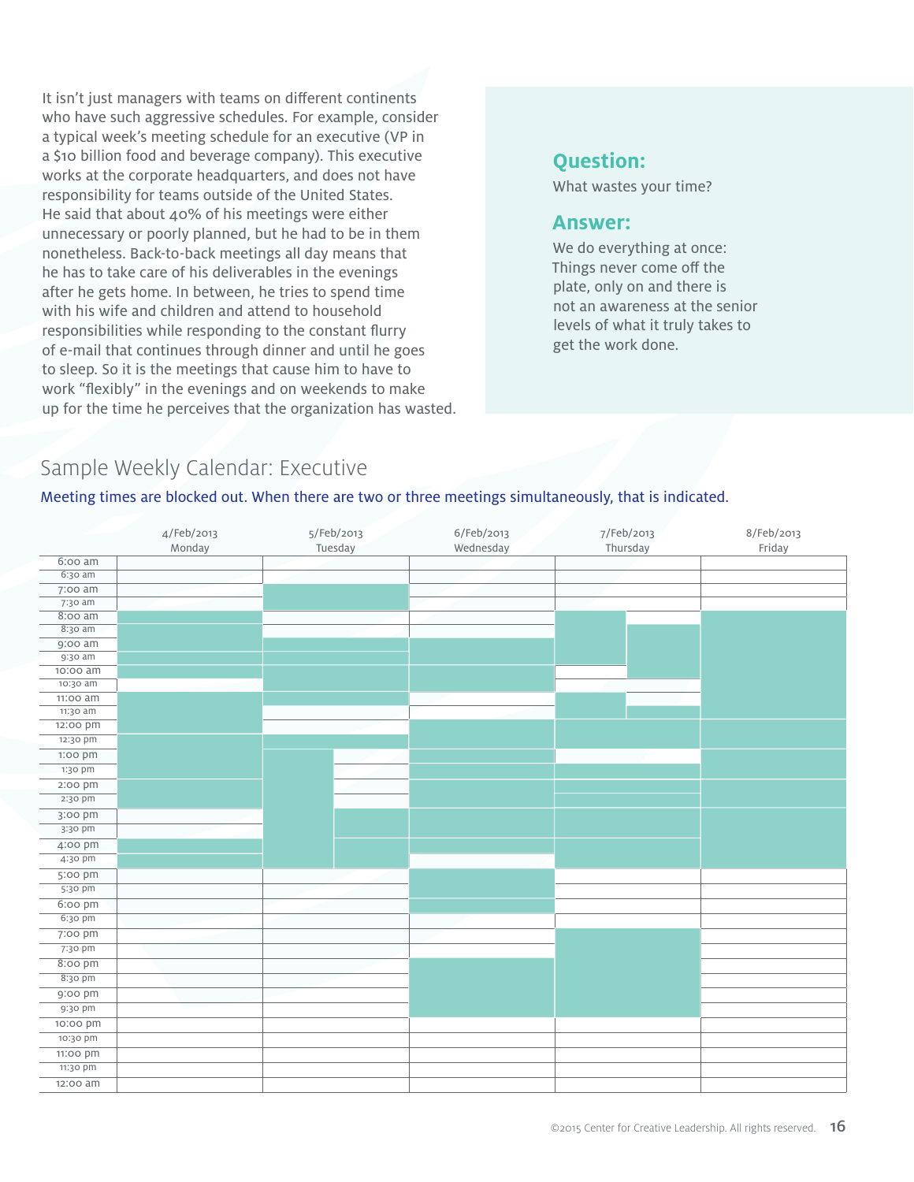It isn't just managers with teams on different continents who have such aggressive schedules. For example, consider a typical week's meeting schedule for an executive (VP in a $10 billion food and beverage company). This executive works at the corporate headquarters, and does not have responsibility for teams outside of the United States. He said that about 40% of his meetings were either unnecessary or poorly planned, but he had to be in them nonetheless. Back-to-back meetings all day means that he has to take care of his deliverables in the evenings after he gets home. In between, he tries to spend time with his wife and children and attend to household responsibilities while responding to the constant flurry of e-mail that continues through dinner and until he goes to sleep. So it is the meetings that cause him to have to work "flexibly" in the evenings and on weekends to make up for the time he perceives that the organization has wasted.

### Question:

What wastes your time?

### Answer:

We do everything at once: Things never come off the plate, only on and there is not an awareness at the senior levels of what it truly takes to get the work done.

## Sample Weekly Calendar: Executive

Meeting times are blocked out. When there are two or three meetings simultaneously, that is indicated.

| | 4/Feb/2013 Monday | 5/Feb/2013 Tuesday | 6/Feb/2013 Wednesday | 7/Feb/2013 Thursday | 8/Feb/2013 Friday |
|---|---|---|---|---|---|
| 6:00 am | | | | | |
| 6:30 am | | | | | |
| 7:00 am | | | | | |
| 7:30 am | | | | | |
| 8:00 am | | | | | |
| 8:30 am | | | | | |
| 9:00 am | | | | | |
| 9:30 am | | | | | |
| 10:00 am | | | | | |
| 10:30 am | | | | | |
| 11:00 am | | | | | |
| 11:30 am | | | | | |
| 12:00 pm | | | | | |
| 12:30 pm | | | | | |
| 1:00 pm | | | | | |
| 1:30 pm | | | | | |
| 2:00 pm | | | | | |
| 2:30 pm | | | | | |
| 3:00 pm | | | | | |
| 3:30 pm | | | | | |
| 4:00 pm | | | | | |
| 4:30 pm | | | | | |
| 5:00 pm | | | | | |
| 5:30 pm | | | | | |
| 6:00 pm | | | | | |
| 6:30 pm | | | | | |
| 7:00 pm | | | | | |
| 7:30 pm | | | | | |
| 8:00 pm | | | | | |
| 8:30 pm | | | | | |
| 9:00 pm | | | | | |
| 9:30 pm | | | | | |
| 10:00 pm | | | | | |
| 10:30 pm | | | | | |
| 11:00 pm | | | | | |
| 11:30 pm | | | | | |
| 12:00 am | | | | | |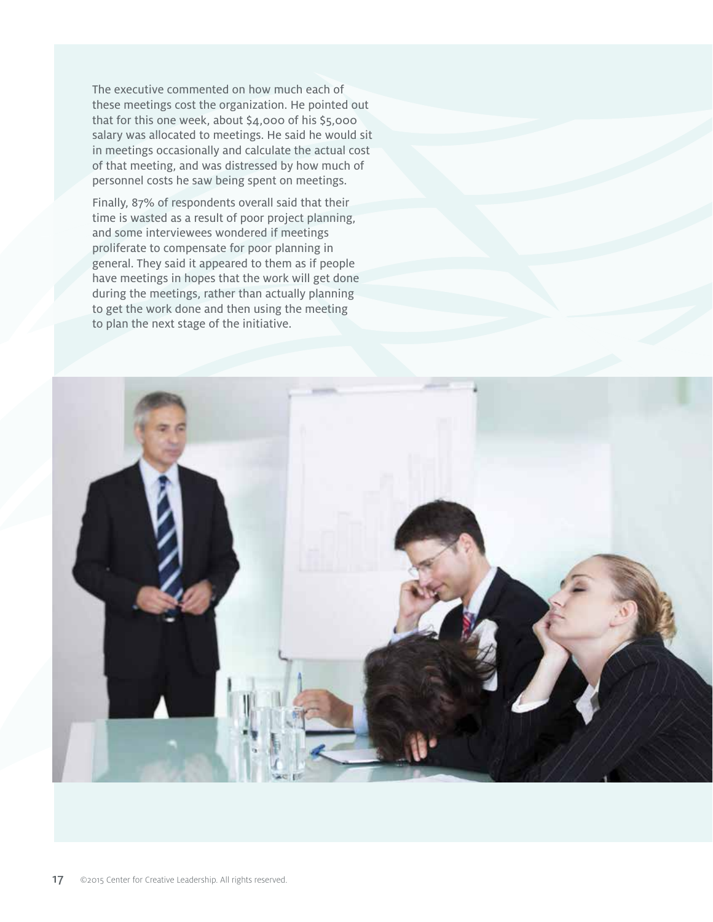The executive commented on how much each of these meetings cost the organization. He pointed out that for this one week, about $4,000 of his $5,000 salary was allocated to meetings. He said he would sit in meetings occasionally and calculate the actual cost of that meeting, and was distressed by how much of personnel costs he saw being spent on meetings.

Finally, 87% of respondents overall said that their time is wasted as a result of poor project planning, and some interviewees wondered if meetings proliferate to compensate for poor planning in general. They said it appeared to them as if people have meetings in hopes that the work will get done during the meetings, rather than actually planning to get the work done and then using the meeting to plan the next stage of the initiative.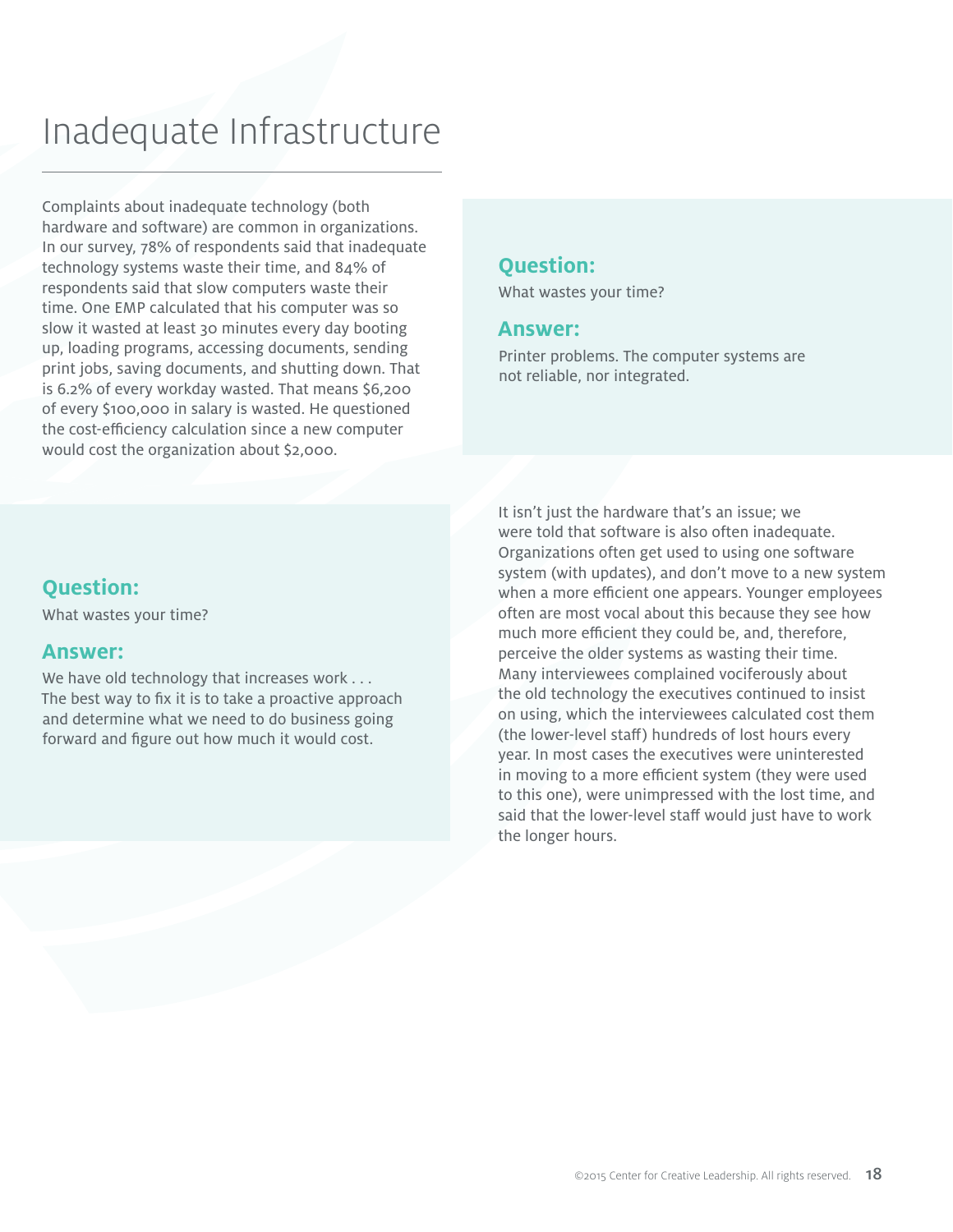# Inadequate Infrastructure

Complaints about inadequate technology (both hardware and software) are common in organizations. In our survey, 78% of respondents said that inadequate technology systems waste their time, and 84% of respondents said that slow computers waste their time. One EMP calculated that his computer was so slow it wasted at least 30 minutes every day booting up, loading programs, accessing documents, sending print jobs, saving documents, and shutting down. That is 6.2% of every workday wasted. That means $6,200 of every $100,000 in salary is wasted. He questioned the cost-efficiency calculation since a new computer would cost the organization about $2,000.

**Question:**

What wastes your time?

**Answer:**

Printer problems. The computer systems are not reliable, nor integrated.

**Question:**

What wastes your time?

**Answer:**

We have old technology that increases work . . . The best way to fix it is to take a proactive approach and determine what we need to do business going forward and figure out how much it would cost.

It isn't just the hardware that's an issue; we were told that software is also often inadequate. Organizations often get used to using one software system (with updates), and don't move to a new system when a more efficient one appears. Younger employees often are most vocal about this because they see how much more efficient they could be, and, therefore, perceive the older systems as wasting their time. Many interviewees complained vociferously about the old technology the executives continued to insist on using, which the interviewees calculated cost them (the lower-level staff) hundreds of lost hours every year. In most cases the executives were uninterested in moving to a more efficient system (they were used to this one), were unimpressed with the lost time, and said that the lower-level staff would just have to work the longer hours.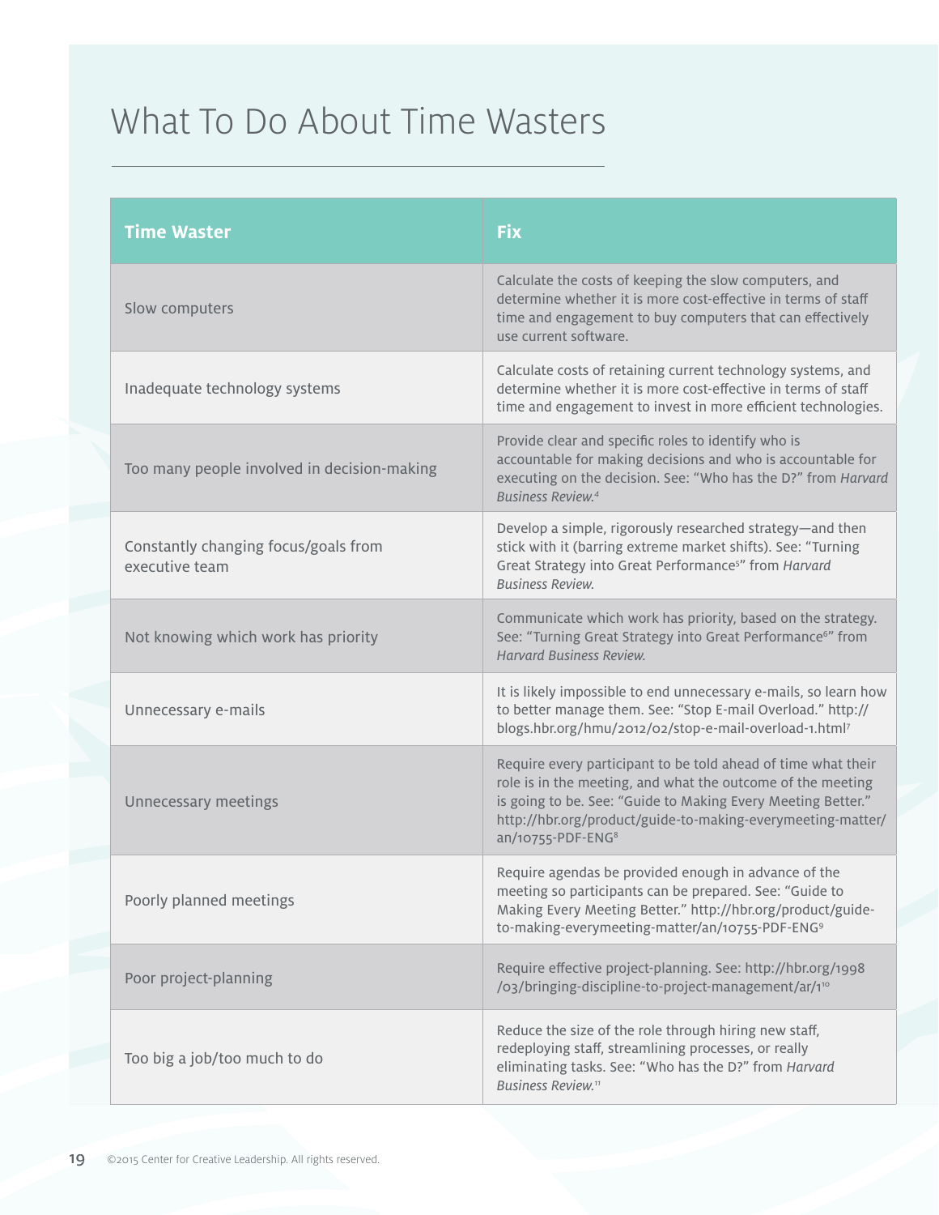# What To Do About Time Wasters

| Time Waster | Fix |
| --- | --- |
| Slow computers | Calculate the costs of keeping the slow computers, and determine whether it is more cost-effective in terms of staff time and engagement to buy computers that can effectively use current software. |
| Inadequate technology systems | Calculate costs of retaining current technology systems, and determine whether it is more cost-effective in terms of staff time and engagement to invest in more efficient technologies. |
| Too many people involved in decision-making | Provide clear and specific roles to identify who is accountable for making decisions and who is accountable for executing on the decision. See: "Who has the D?" from *Harvard Business Review.*[4] |
| Constantly changing focus/goals from executive team | Develop a simple, rigorously researched strategy—and then stick with it (barring extreme market shifts). See: "Turning Great Strategy into Great Performance[5]" from *Harvard Business Review.* |
| Not knowing which work has priority | Communicate which work has priority, based on the strategy. See: "Turning Great Strategy into Great Performance[6]" from *Harvard Business Review.* |
| Unnecessary e-mails | It is likely impossible to end unnecessary e-mails, so learn how to better manage them. See: "Stop E-mail Overload." http://blogs.hbr.org/hmu/2012/02/stop-e-mail-overload-1.html[7] |
| Unnecessary meetings | Require every participant to be told ahead of time what their role is in the meeting, and what the outcome of the meeting is going to be. See: "Guide to Making Every Meeting Better." http://hbr.org/product/guide-to-making-everymeeting-matter/an/10755-PDF-ENG[8] |
| Poorly planned meetings | Require agendas be provided enough in advance of the meeting so participants can be prepared. See: "Guide to Making Every Meeting Better." http://hbr.org/product/guide-to-making-everymeeting-matter/an/10755-PDF-ENG[9] |
| Poor project-planning | Require effective project-planning. See: http://hbr.org/1998/03/bringing-discipline-to-project-management/ar/1[10] |
| Too big a job/too much to do | Reduce the size of the role through hiring new staff, redeploying staff, streamlining processes, or really eliminating tasks. See: "Who has the D?" from *Harvard Business Review.*[11] |

©2015 Center for Creative Leadership. All rights reserved.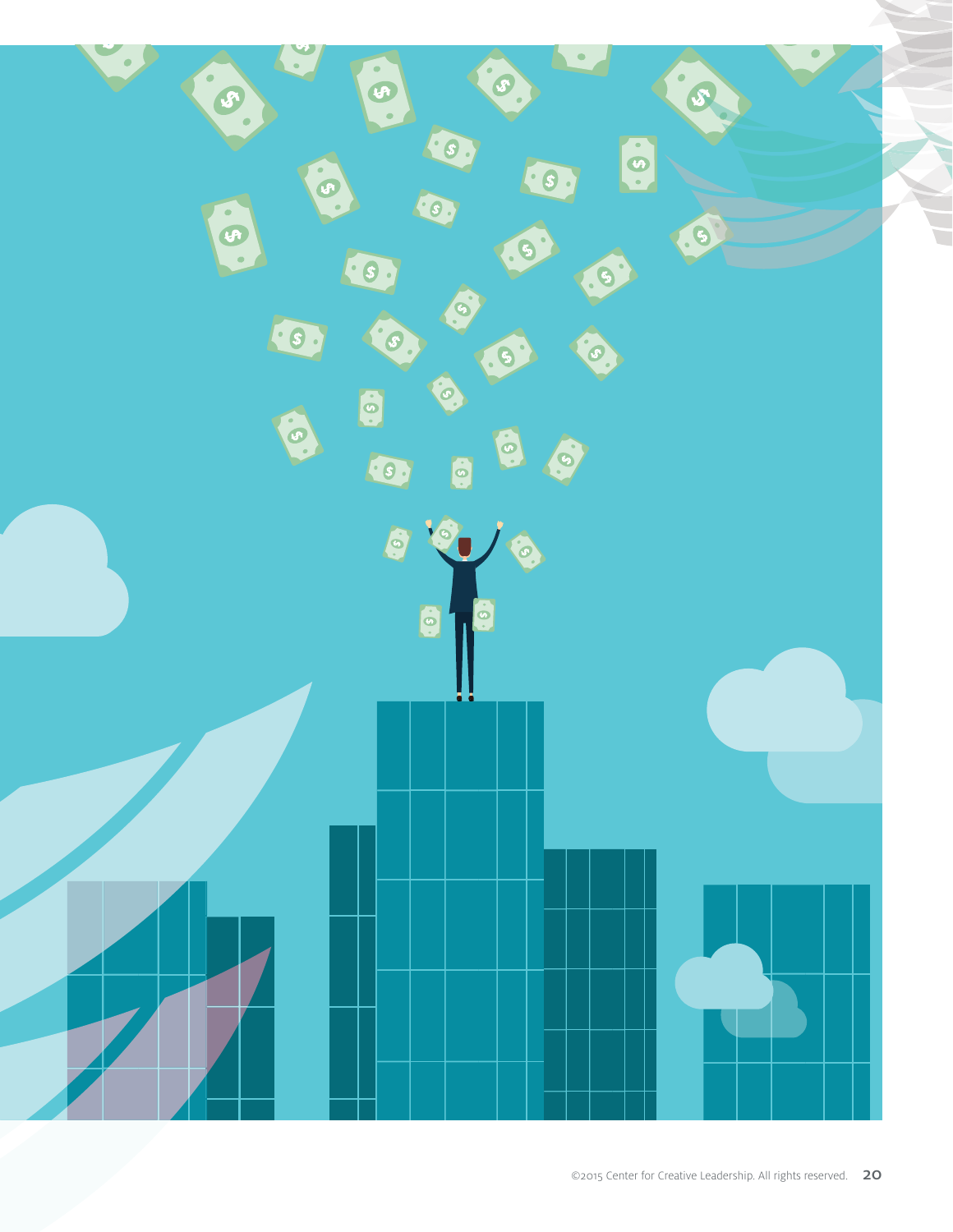©2015 Center for Creative Leadership. All rights reserved.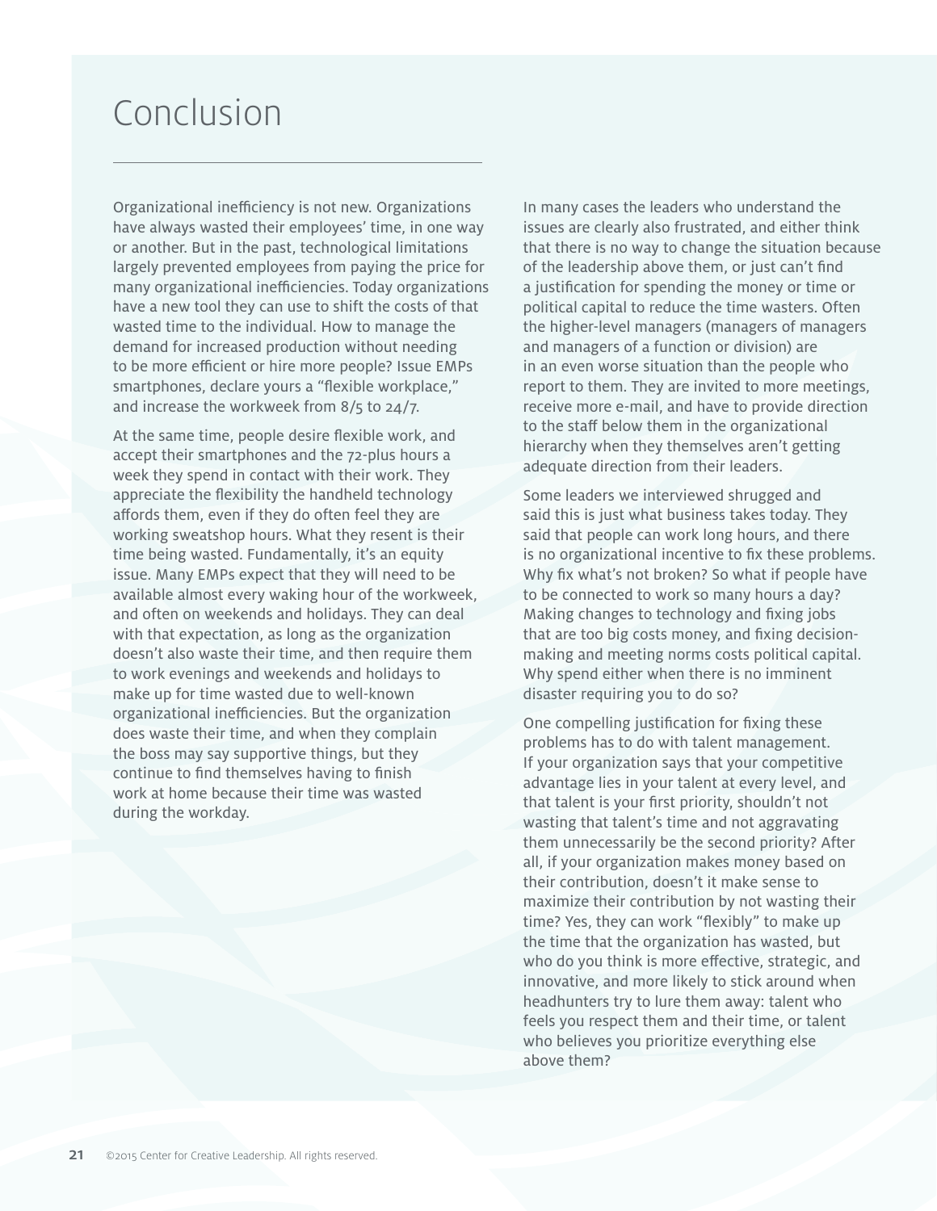# Conclusion

Organizational inefficiency is not new. Organizations have always wasted their employees' time, in one way or another. But in the past, technological limitations largely prevented employees from paying the price for many organizational inefficiencies. Today organizations have a new tool they can use to shift the costs of that wasted time to the individual. How to manage the demand for increased production without needing to be more efficient or hire more people? Issue EMPs smartphones, declare yours a "flexible workplace," and increase the workweek from 8/5 to 24/7.

At the same time, people desire flexible work, and accept their smartphones and the 72-plus hours a week they spend in contact with their work. They appreciate the flexibility the handheld technology affords them, even if they do often feel they are working sweatshop hours. What they resent is their time being wasted. Fundamentally, it's an equity issue. Many EMPs expect that they will need to be available almost every waking hour of the workweek, and often on weekends and holidays. They can deal with that expectation, as long as the organization doesn't also waste their time, and then require them to work evenings and weekends and holidays to make up for time wasted due to well-known organizational inefficiencies. But the organization does waste their time, and when they complain the boss may say supportive things, but they continue to find themselves having to finish work at home because their time was wasted during the workday.

In many cases the leaders who understand the issues are clearly also frustrated, and either think that there is no way to change the situation because of the leadership above them, or just can't find a justification for spending the money or time or political capital to reduce the time wasters. Often the higher-level managers (managers of managers and managers of a function or division) are in an even worse situation than the people who report to them. They are invited to more meetings, receive more e-mail, and have to provide direction to the staff below them in the organizational hierarchy when they themselves aren't getting adequate direction from their leaders.

Some leaders we interviewed shrugged and said this is just what business takes today. They said that people can work long hours, and there is no organizational incentive to fix these problems. Why fix what's not broken? So what if people have to be connected to work so many hours a day? Making changes to technology and fixing jobs that are too big costs money, and fixing decision-making and meeting norms costs political capital. Why spend either when there is no imminent disaster requiring you to do so?

One compelling justification for fixing these problems has to do with talent management. If your organization says that your competitive advantage lies in your talent at every level, and that talent is your first priority, shouldn't not wasting that talent's time and not aggravating them unnecessarily be the second priority? After all, if your organization makes money based on their contribution, doesn't it make sense to maximize their contribution by not wasting their time? Yes, they can work "flexibly" to make up the time that the organization has wasted, but who do you think is more effective, strategic, and innovative, and more likely to stick around when headhunters try to lure them away: talent who feels you respect them and their time, or talent who believes you prioritize everything else above them?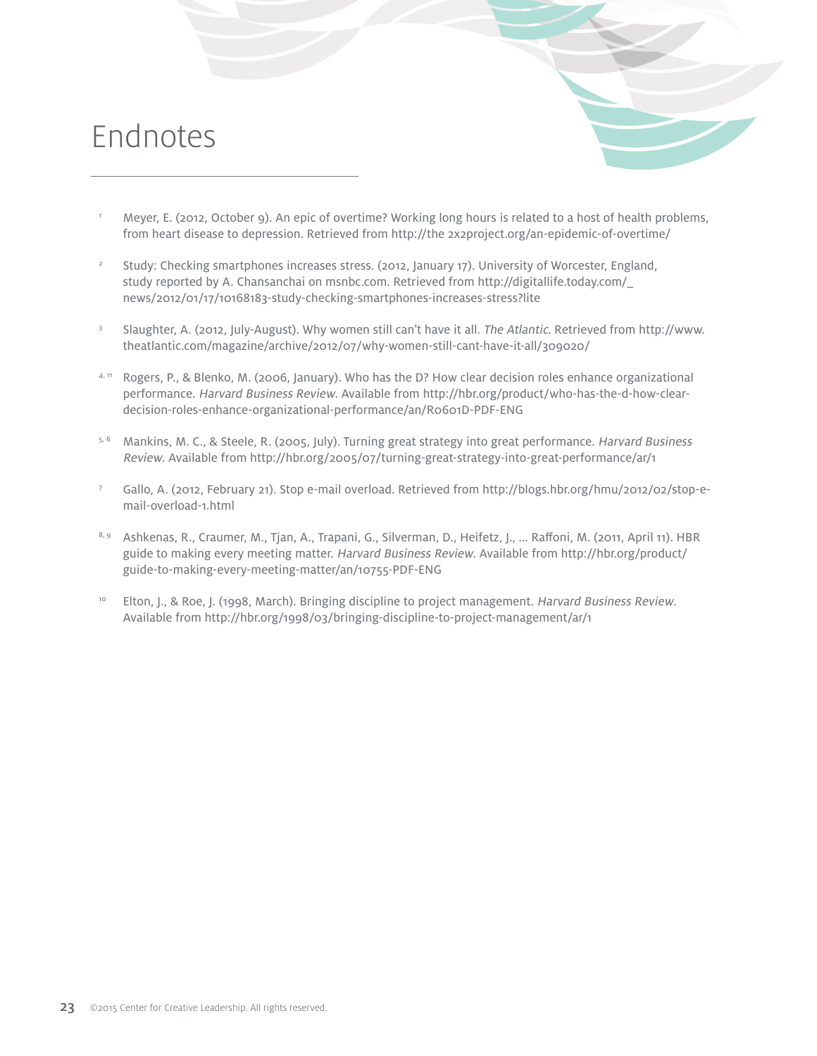# Endnotes

[1] Meyer, E. (2012, October 9). An epic of overtime? Working long hours is related to a host of health problems, from heart disease to depression. Retrieved from http://the 2x2project.org/an-epidemic-of-overtime/

[2] Study: Checking smartphones increases stress. (2012, January 17). University of Worcester, England, study reported by A. Chansanchai on msnbc.com. Retrieved from http://digitallife.today.com/_news/2012/01/17/10168183-study-checking-smartphones-increases-stress?lite

[3] Slaughter, A. (2012, July-August). Why women still can't have it all. *The Atlantic*. Retrieved from http://www.theatlantic.com/magazine/archive/2012/07/why-women-still-cant-have-it-all/309020/

[4, 11] Rogers, P., & Blenko, M. (2006, January). Who has the D? How clear decision roles enhance organizational performance. *Harvard Business Review*. Available from http://hbr.org/product/who-has-the-d-how-clear-decision-roles-enhance-organizational-performance/an/R0601D-PDF-ENG

[5, 6] Mankins, M. C., & Steele, R. (2005, July). Turning great strategy into great performance. *Harvard Business Review*. Available from http://hbr.org/2005/07/turning-great-strategy-into-great-performance/ar/1

[7] Gallo, A. (2012, February 21). Stop e-mail overload. Retrieved from http://blogs.hbr.org/hmu/2012/02/stop-e-mail-overload-1.html

[8, 9] Ashkenas, R., Craumer, M., Tjan, A., Trapani, G., Silverman, D., Heifetz, J., ... Raffoni, M. (2011, April 11). HBR guide to making every meeting matter. *Harvard Business Review*. Available from http://hbr.org/product/guide-to-making-every-meeting-matter/an/10755-PDF-ENG

[10] Elton, J., & Roe, J. (1998, March). Bringing discipline to project management. *Harvard Business Review*. Available from http://hbr.org/1998/03/bringing-discipline-to-project-management/ar/1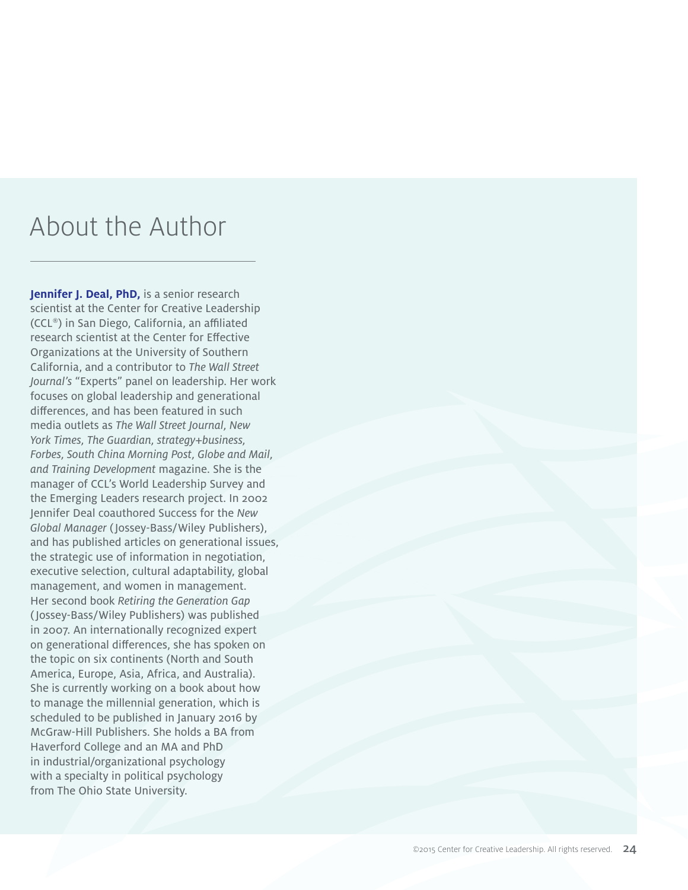# About the Author

**Jennifer J. Deal, PhD,** is a senior research scientist at the Center for Creative Leadership (CCL®) in San Diego, California, an affiliated research scientist at the Center for Effective Organizations at the University of Southern California, and a contributor to *The Wall Street Journal's* "Experts" panel on leadership. Her work focuses on global leadership and generational differences, and has been featured in such media outlets as *The Wall Street Journal, New York Times, The Guardian, strategy+business, Forbes, South China Morning Post, Globe and Mail, and Training Development* magazine. She is the manager of CCL's World Leadership Survey and the Emerging Leaders research project. In 2002 Jennifer Deal coauthored Success for the *New Global Manager* (Jossey-Bass/Wiley Publishers), and has published articles on generational issues, the strategic use of information in negotiation, executive selection, cultural adaptability, global management, and women in management. Her second book *Retiring the Generation Gap* (Jossey-Bass/Wiley Publishers) was published in 2007. An internationally recognized expert on generational differences, she has spoken on the topic on six continents (North and South America, Europe, Asia, Africa, and Australia). She is currently working on a book about how to manage the millennial generation, which is scheduled to be published in January 2016 by McGraw-Hill Publishers. She holds a BA from Haverford College and an MA and PhD in industrial/organizational psychology with a specialty in political psychology from The Ohio State University.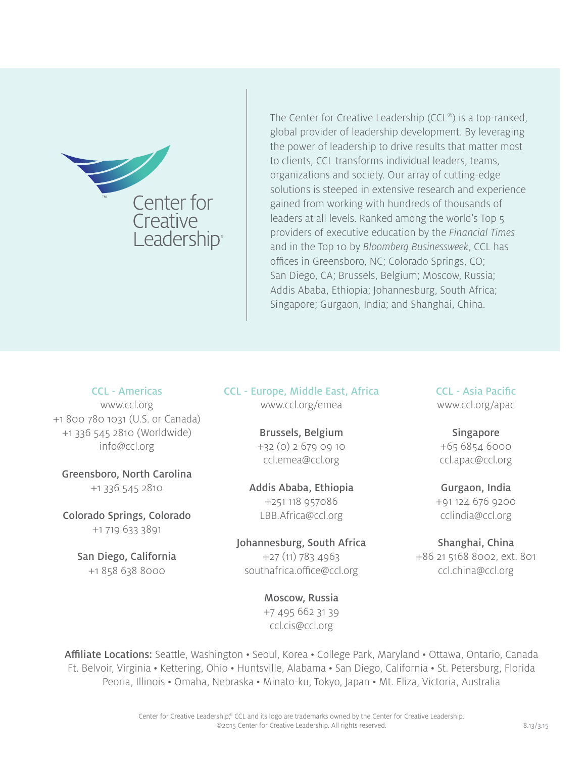Center for Creative Leadership

The Center for Creative Leadership (CCL®) is a top-ranked, global provider of leadership development. By leveraging the power of leadership to drive results that matter most to clients, CCL transforms individual leaders, teams, organizations and society. Our array of cutting-edge solutions is steeped in extensive research and experience gained from working with hundreds of thousands of leaders at all levels. Ranked among the world's Top 5 providers of executive education by the *Financial Times* and in the Top 10 by *Bloomberg Businessweek*, CCL has offices in Greensboro, NC; Colorado Springs, CO; San Diego, CA; Brussels, Belgium; Moscow, Russia; Addis Ababa, Ethiopia; Johannesburg, South Africa; Singapore; Gurgaon, India; and Shanghai, China.

### CCL - Americas

www.ccl.org
+1 800 780 1031 (U.S. or Canada)
+1 336 545 2810 (Worldwide)
info@ccl.org

**Greensboro, North Carolina**
+1 336 545 2810

**Colorado Springs, Colorado**
+1 719 633 3891

**San Diego, California**
+1 858 638 8000

### CCL - Europe, Middle East, Africa

www.ccl.org/emea

**Brussels, Belgium**
+32 (0) 2 679 09 10
ccl.emea@ccl.org

**Addis Ababa, Ethiopia**
+251 118 957086
LBB.Africa@ccl.org

**Johannesburg, South Africa**
+27 (11) 783 4963
southafrica.office@ccl.org

**Moscow, Russia**
+7 495 662 31 39
ccl.cis@ccl.org

### CCL - Asia Pacific

www.ccl.org/apac

**Singapore**
+65 6854 6000
ccl.apac@ccl.org

**Gurgaon, India**
+91 124 676 9200
cclindia@ccl.org

**Shanghai, China**
+86 21 5168 8002, ext. 801
ccl.china@ccl.org

**Affiliate Locations:** Seattle, Washington • Seoul, Korea • College Park, Maryland • Ottawa, Ontario, Canada Ft. Belvoir, Virginia • Kettering, Ohio • Huntsville, Alabama • San Diego, California • St. Petersburg, Florida Peoria, Illinois • Omaha, Nebraska • Minato-ku, Tokyo, Japan • Mt. Eliza, Victoria, Australia

Center for Creative Leadership,® CCL and its logo are trademarks owned by the Center for Creative Leadership.
©2015 Center for Creative Leadership. All rights reserved.

8.13/3.15